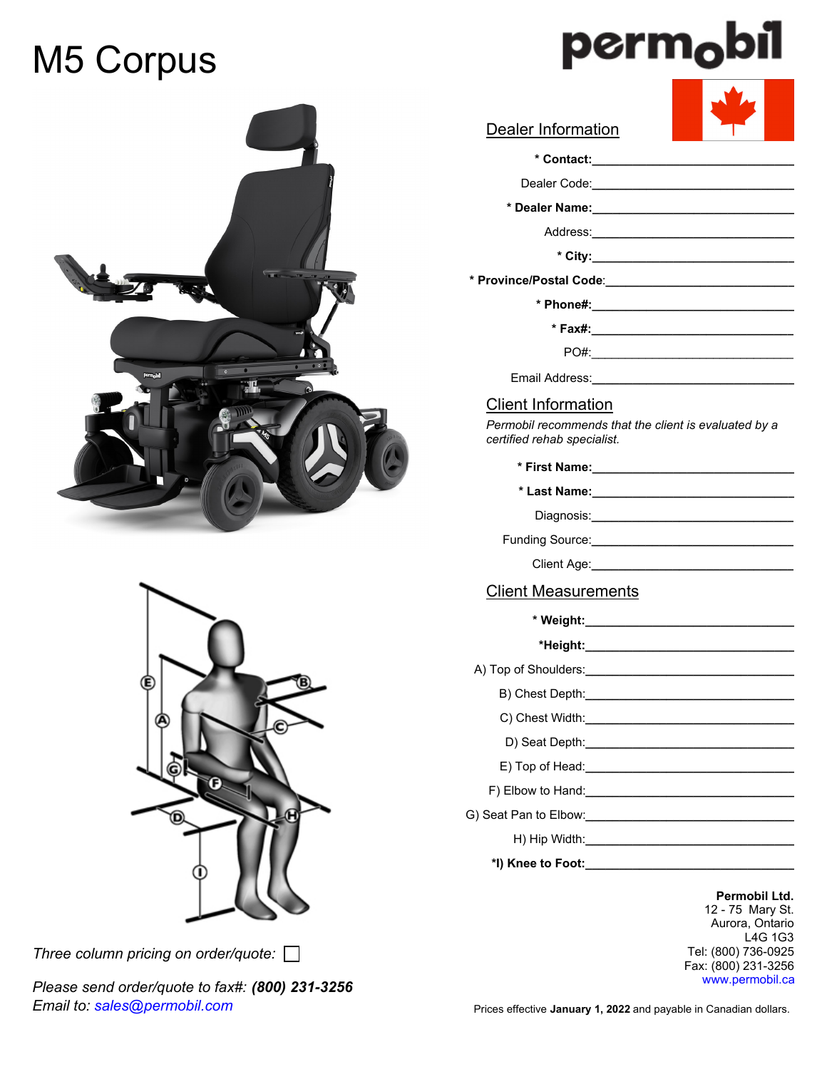# M5 Corpus

permobil

## Dealer Information

**\* Contact:** ______________________________

Dealer Code: ______________________________

**\* Dealer Name:** ______________________________

Address: ______________________________

**\* City:** ______________________________

**\* Province/Postal Code:** ______________________________

**\* Phone#:** ______________________________

**\* Fax#:** ______________________________

PO#: ______________________________

Email Address: ______________________________

## Client Information

*Permobil recommends that the client is evaluated by a certified rehab specialist.*

**\* First Name:** ______________________________

**\* Last Name:** ______________________________

Diagnosis: ______________________________

Funding Source: ______________________________

Client Age: ______________________________

## Client Measurements

**\* Weight:** ______________________________

**\*Height:** ______________________________

A) Top of Shoulders: ______________________________

B) Chest Depth: ______________________________

C) Chest Width: ______________________________

D) Seat Depth: ______________________________

E) Top of Head: ______________________________

F) Elbow to Hand: ______________________________

G) Seat Pan to Elbow: ______________________________

H) Hip Width: ______________________________

**\*I) Knee to Foot:** ______________________________

*Three column pricing on order/quote:* ☐

*Please send order/quote to fax#:* ***(800) 231-3256***
*Email to: sales@permobil.com*

**Permobil Ltd.**
12 - 75 Mary St.
Aurora, Ontario
L4G 1G3
Tel: (800) 736-0925
Fax: (800) 231-3256
www.permobil.ca

Prices effective **January 1, 2022** and payable in Canadian dollars.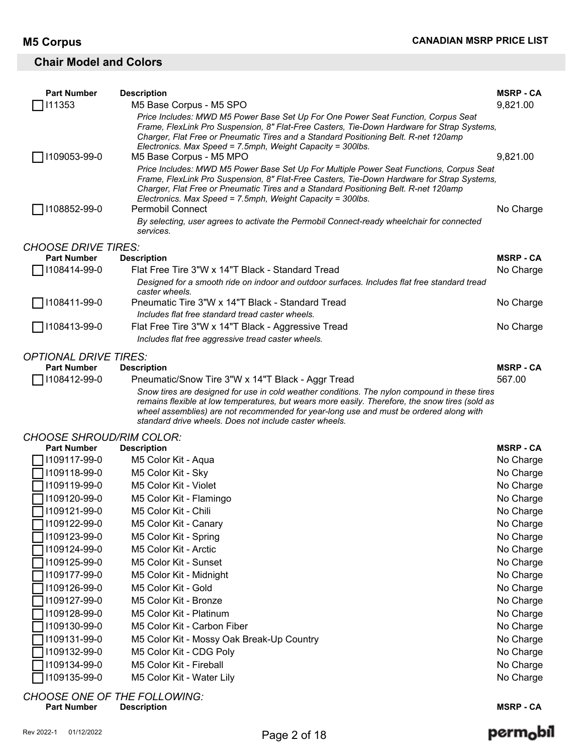# M5 Corpus

**CANADIAN MSRP PRICE LIST**

## Chair Model and Colors

| Part Number | Description | MSRP - CA |
|---|---|---|
| I11353 | M5 Base Corpus - M5 SPO<br>*Price Includes: MWD M5 Power Base Set Up For One Power Seat Function, Corpus Seat Frame, FlexLink Pro Suspension, 8" Flat-Free Casters, Tie-Down Hardware for Strap Systems, Charger, Flat Free or Pneumatic Tires and a Standard Positioning Belt. R-net 120amp Electronics. Max Speed = 7.5mph, Weight Capacity = 300lbs.* | 9,821.00 |
| I109053-99-0 | M5 Base Corpus - M5 MPO<br>*Price Includes: MWD M5 Power Base Set Up For Multiple Power Seat Functions, Corpus Seat Frame, FlexLink Pro Suspension, 8" Flat-Free Casters, Tie-Down Hardware for Strap Systems, Charger, Flat Free or Pneumatic Tires and a Standard Positioning Belt. R-net 120amp Electronics. Max Speed = 7.5mph, Weight Capacity = 300lbs.* | 9,821.00 |
| I108852-99-0 | Permobil Connect<br>*By selecting, user agrees to activate the Permobil Connect-ready wheelchair for connected services.* | No Charge |

*CHOOSE DRIVE TIRES:*

| Part Number | Description | MSRP - CA |
|---|---|---|
| I108414-99-0 | Flat Free Tire 3"W x 14"T Black - Standard Tread<br>*Designed for a smooth ride on indoor and outdoor surfaces. Includes flat free standard tread caster wheels.* | No Charge |
| I108411-99-0 | Pneumatic Tire 3"W x 14"T Black - Standard Tread<br>*Includes flat free standard tread caster wheels.* | No Charge |
| I108413-99-0 | Flat Free Tire 3"W x 14"T Black - Aggressive Tread<br>*Includes flat free aggressive tread caster wheels.* | No Charge |

*OPTIONAL DRIVE TIRES:*

| Part Number | Description | MSRP - CA |
|---|---|---|
| I108412-99-0 | Pneumatic/Snow Tire 3"W x 14"T Black - Aggr Tread<br>*Snow tires are designed for use in cold weather conditions. The nylon compound in these tires remains flexible at low temperatures, but wears more easily. Therefore, the snow tires (sold as wheel assemblies) are not recommended for year-long use and must be ordered along with standard drive wheels. Does not include caster wheels.* | 567.00 |

*CHOOSE SHROUD/RIM COLOR:*

| Part Number | Description | MSRP - CA |
|---|---|---|
| I109117-99-0 | M5 Color Kit - Aqua | No Charge |
| I109118-99-0 | M5 Color Kit - Sky | No Charge |
| I109119-99-0 | M5 Color Kit - Violet | No Charge |
| I109120-99-0 | M5 Color Kit - Flamingo | No Charge |
| I109121-99-0 | M5 Color Kit - Chili | No Charge |
| I109122-99-0 | M5 Color Kit - Canary | No Charge |
| I109123-99-0 | M5 Color Kit - Spring | No Charge |
| I109124-99-0 | M5 Color Kit - Arctic | No Charge |
| I109125-99-0 | M5 Color Kit - Sunset | No Charge |
| I109177-99-0 | M5 Color Kit - Midnight | No Charge |
| I109126-99-0 | M5 Color Kit - Gold | No Charge |
| I109127-99-0 | M5 Color Kit - Bronze | No Charge |
| I109128-99-0 | M5 Color Kit - Platinum | No Charge |
| I109130-99-0 | M5 Color Kit - Carbon Fiber | No Charge |
| I109131-99-0 | M5 Color Kit - Mossy Oak Break-Up Country | No Charge |
| I109132-99-0 | M5 Color Kit - CDG Poly | No Charge |
| I109134-99-0 | M5 Color Kit - Fireball | No Charge |
| I109135-99-0 | M5 Color Kit - Water Lily | No Charge |

*CHOOSE ONE OF THE FOLLOWING:*

| Part Number | Description | MSRP - CA |
|---|---|---|

Rev 2022-1 01/12/2022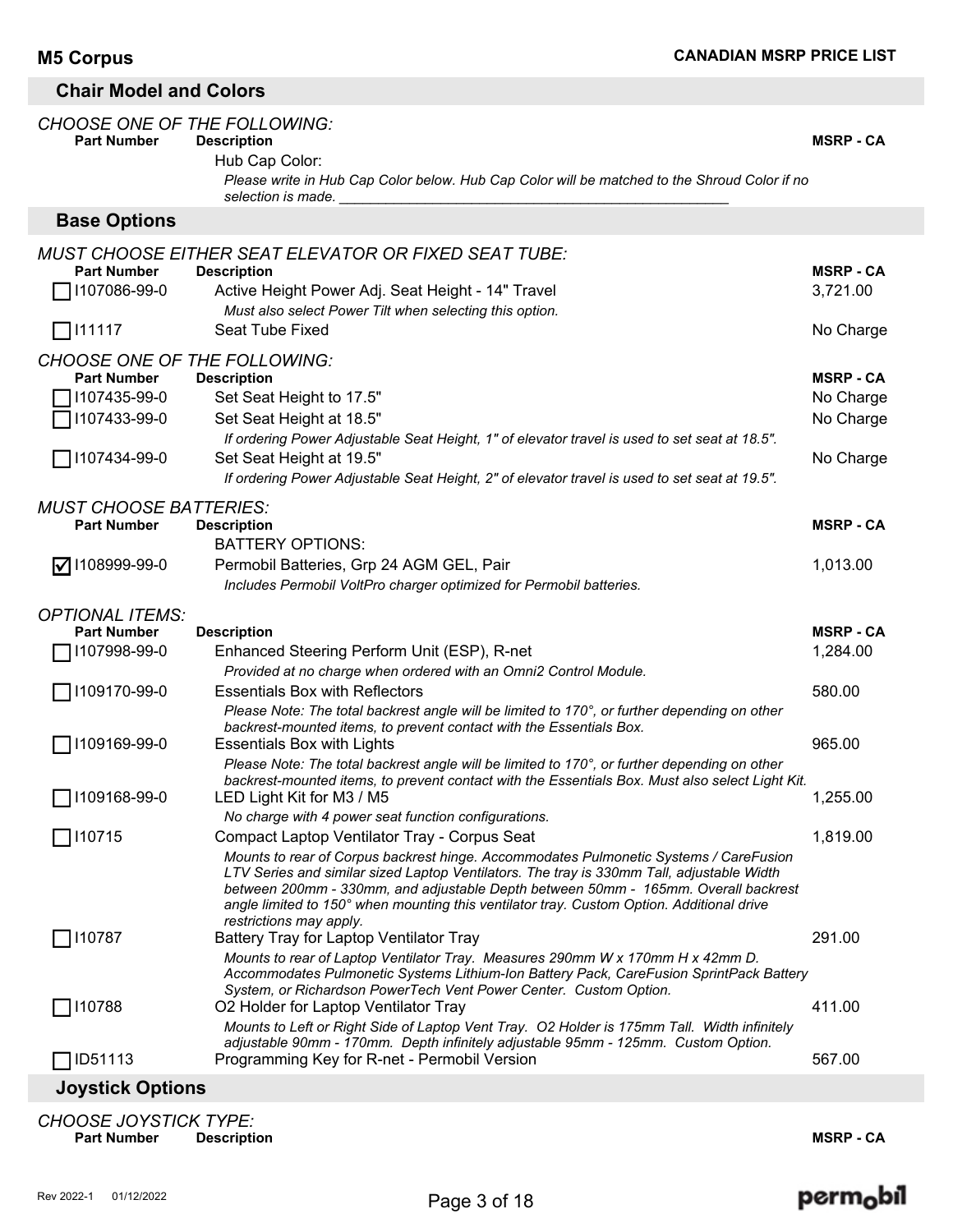## Chair Model and Colors

*CHOOSE ONE OF THE FOLLOWING:*

| Part Number | Description | MSRP - CA |
|---|---|---|
| | Hub Cap Color:<br>*Please write in Hub Cap Color below. Hub Cap Color will be matched to the Shroud Color if no selection is made. ___________________________________________________* | |

## Base Options

*MUST CHOOSE EITHER SEAT ELEVATOR OR FIXED SEAT TUBE:*

| Part Number | Description | MSRP - CA |
|---|---|---|
| ☐ I107086-99-0 | Active Height Power Adj. Seat Height - 14" Travel<br>*Must also select Power Tilt when selecting this option.* | 3,721.00 |
| ☐ I11117 | Seat Tube Fixed | No Charge |

*CHOOSE ONE OF THE FOLLOWING:*

| Part Number | Description | MSRP - CA |
|---|---|---|
| ☐ I107435-99-0 | Set Seat Height to 17.5" | No Charge |
| ☐ I107433-99-0 | Set Seat Height at 18.5"<br>*If ordering Power Adjustable Seat Height, 1" of elevator travel is used to set seat at 18.5".* | No Charge |
| ☐ I107434-99-0 | Set Seat Height at 19.5"<br>*If ordering Power Adjustable Seat Height, 2" of elevator travel is used to set seat at 19.5".* | No Charge |

*MUST CHOOSE BATTERIES:*

| Part Number | Description | MSRP - CA |
|---|---|---|
| | BATTERY OPTIONS: | |
| ☑ I108999-99-0 | Permobil Batteries, Grp 24 AGM GEL, Pair<br>*Includes Permobil VoltPro charger optimized for Permobil batteries.* | 1,013.00 |

*OPTIONAL ITEMS:*

| Part Number | Description | MSRP - CA |
|---|---|---|
| ☐ I107998-99-0 | Enhanced Steering Perform Unit (ESP), R-net<br>*Provided at no charge when ordered with an Omni2 Control Module.* | 1,284.00 |
| ☐ I109170-99-0 | Essentials Box with Reflectors<br>*Please Note: The total backrest angle will be limited to 170°, or further depending on other backrest-mounted items, to prevent contact with the Essentials Box.* | 580.00 |
| ☐ I109169-99-0 | Essentials Box with Lights<br>*Please Note: The total backrest angle will be limited to 170°, or further depending on other backrest-mounted items, to prevent contact with the Essentials Box. Must also select Light Kit.* | 965.00 |
| ☐ I109168-99-0 | LED Light Kit for M3 / M5<br>*No charge with 4 power seat function configurations.* | 1,255.00 |
| ☐ I10715 | Compact Laptop Ventilator Tray - Corpus Seat<br>*Mounts to rear of Corpus backrest hinge. Accommodates Pulmonetic Systems / CareFusion LTV Series and similar sized Laptop Ventilators. The tray is 330mm Tall, adjustable Width between 200mm - 330mm, and adjustable Depth between 50mm - 165mm. Overall backrest angle limited to 150° when mounting this ventilator tray. Custom Option. Additional drive restrictions may apply.* | 1,819.00 |
| ☐ I10787 | Battery Tray for Laptop Ventilator Tray<br>*Mounts to rear of Laptop Ventilator Tray. Measures 290mm W x 170mm H x 42mm D. Accommodates Pulmonetic Systems Lithium-Ion Battery Pack, CareFusion SprintPack Battery System, or Richardson PowerTech Vent Power Center. Custom Option.* | 291.00 |
| ☐ I10788 | O2 Holder for Laptop Ventilator Tray<br>*Mounts to Left or Right Side of Laptop Vent Tray. O2 Holder is 175mm Tall. Width infinitely adjustable 90mm - 170mm. Depth infinitely adjustable 95mm - 125mm. Custom Option.* | 411.00 |
| ☐ ID51113 | Programming Key for R-net - Permobil Version | 567.00 |

## Joystick Options

*CHOOSE JOYSTICK TYPE:*

| Part Number | Description | MSRP - CA |
|---|---|---|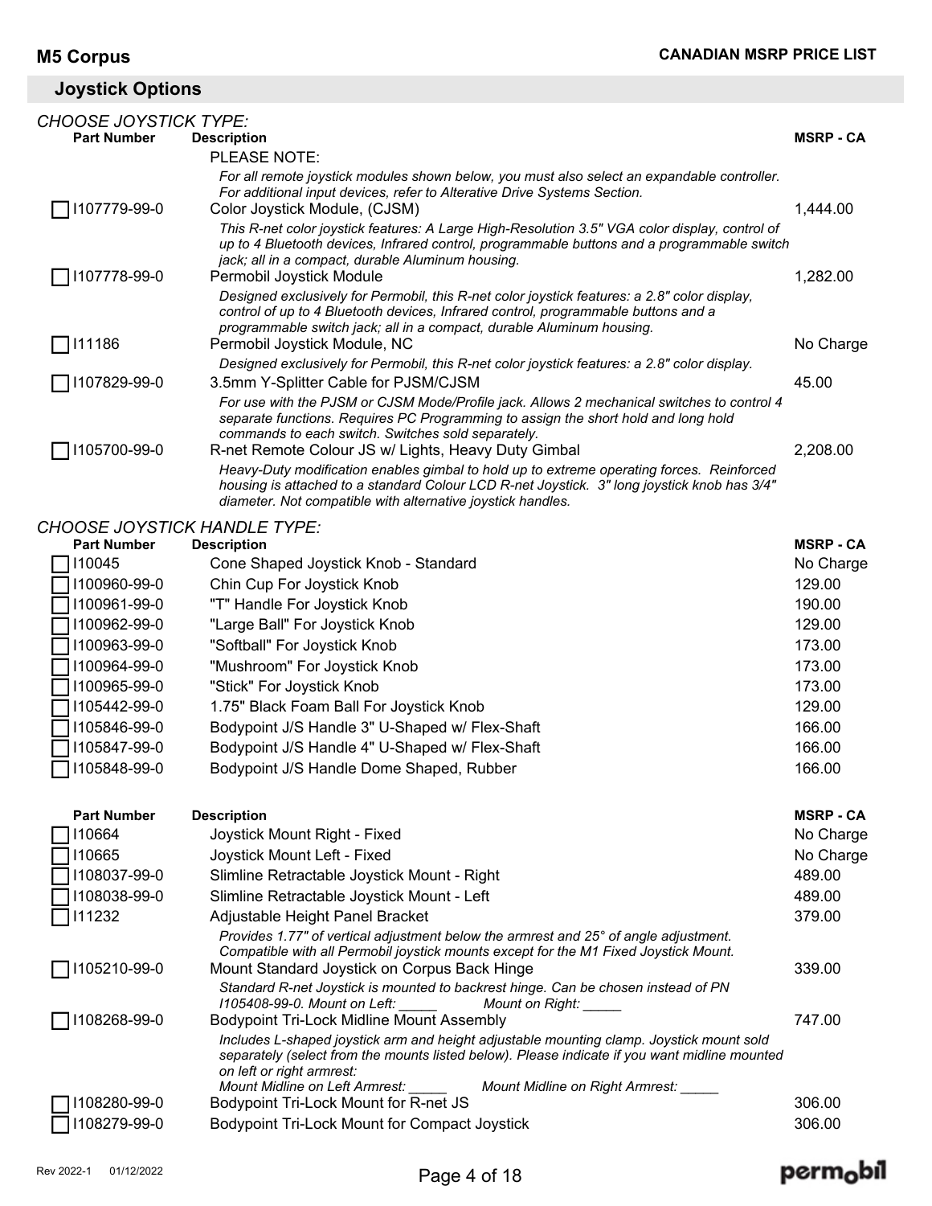## Joystick Options

*CHOOSE JOYSTICK TYPE:*

| Part Number | Description | MSRP - CA |
|---|---|---|
| | PLEASE NOTE:<br>*For all remote joystick modules shown below, you must also select an expandable controller. For additional input devices, refer to Alterative Drive Systems Section.* | |
| ☐ I107779-99-0 | Color Joystick Module, (CJSM)<br>*This R-net color joystick features: A Large High-Resolution 3.5" VGA color display, control of up to 4 Bluetooth devices, Infrared control, programmable buttons and a programmable switch jack; all in a compact, durable Aluminum housing.* | 1,444.00 |
| ☐ I107778-99-0 | Permobil Joystick Module<br>*Designed exclusively for Permobil, this R-net color joystick features: a 2.8" color display, control of up to 4 Bluetooth devices, Infrared control, programmable buttons and a programmable switch jack; all in a compact, durable Aluminum housing.* | 1,282.00 |
| ☐ I11186 | Permobil Joystick Module, NC<br>*Designed exclusively for Permobil, this R-net color joystick features: a 2.8" color display.* | No Charge |
| ☐ I107829-99-0 | 3.5mm Y-Splitter Cable for PJSM/CJSM<br>*For use with the PJSM or CJSM Mode/Profile jack. Allows 2 mechanical switches to control 4 separate functions. Requires PC Programming to assign the short hold and long hold commands to each switch. Switches sold separately.* | 45.00 |
| ☐ I105700-99-0 | R-net Remote Colour JS w/ Lights, Heavy Duty Gimbal<br>*Heavy-Duty modification enables gimbal to hold up to extreme operating forces. Reinforced housing is attached to a standard Colour LCD R-net Joystick. 3" long joystick knob has 3/4" diameter. Not compatible with alternative joystick handles.* | 2,208.00 |

*CHOOSE JOYSTICK HANDLE TYPE:*

| Part Number | Description | MSRP - CA |
|---|---|---|
| ☐ I10045 | Cone Shaped Joystick Knob - Standard | No Charge |
| ☐ I100960-99-0 | Chin Cup For Joystick Knob | 129.00 |
| ☐ I100961-99-0 | "T" Handle For Joystick Knob | 190.00 |
| ☐ I100962-99-0 | "Large Ball" For Joystick Knob | 129.00 |
| ☐ I100963-99-0 | "Softball" For Joystick Knob | 173.00 |
| ☐ I100964-99-0 | "Mushroom" For Joystick Knob | 173.00 |
| ☐ I100965-99-0 | "Stick" For Joystick Knob | 173.00 |
| ☐ I105442-99-0 | 1.75" Black Foam Ball For Joystick Knob | 129.00 |
| ☐ I105846-99-0 | Bodypoint J/S Handle 3" U-Shaped w/ Flex-Shaft | 166.00 |
| ☐ I105847-99-0 | Bodypoint J/S Handle 4" U-Shaped w/ Flex-Shaft | 166.00 |
| ☐ I105848-99-0 | Bodypoint J/S Handle Dome Shaped, Rubber | 166.00 |

| Part Number | Description | MSRP - CA |
|---|---|---|
| ☐ I10664 | Joystick Mount Right - Fixed | No Charge |
| ☐ I10665 | Joystick Mount Left - Fixed | No Charge |
| ☐ I108037-99-0 | Slimline Retractable Joystick Mount - Right | 489.00 |
| ☐ I108038-99-0 | Slimline Retractable Joystick Mount - Left | 489.00 |
| ☐ I11232 | Adjustable Height Panel Bracket<br>*Provides 1.77" of vertical adjustment below the armrest and 25° of angle adjustment. Compatible with all Permobil joystick mounts except for the M1 Fixed Joystick Mount.* | 379.00 |
| ☐ I105210-99-0 | Mount Standard Joystick on Corpus Back Hinge<br>*Standard R-net Joystick is mounted to backrest hinge. Can be chosen instead of PN I105408-99-0. Mount on Left: _____ Mount on Right: _____* | 339.00 |
| ☐ I108268-99-0 | Bodypoint Tri-Lock Midline Mount Assembly<br>*Includes L-shaped joystick arm and height adjustable mounting clamp. Joystick mount sold separately (select from the mounts listed below). Please indicate if you want midline mounted on left or right armrest:*<br>*Mount Midline on Left Armrest: _____ Mount Midline on Right Armrest: _____* | 747.00 |
| ☐ I108280-99-0 | Bodypoint Tri-Lock Mount for R-net JS | 306.00 |
| ☐ I108279-99-0 | Bodypoint Tri-Lock Mount for Compact Joystick | 306.00 |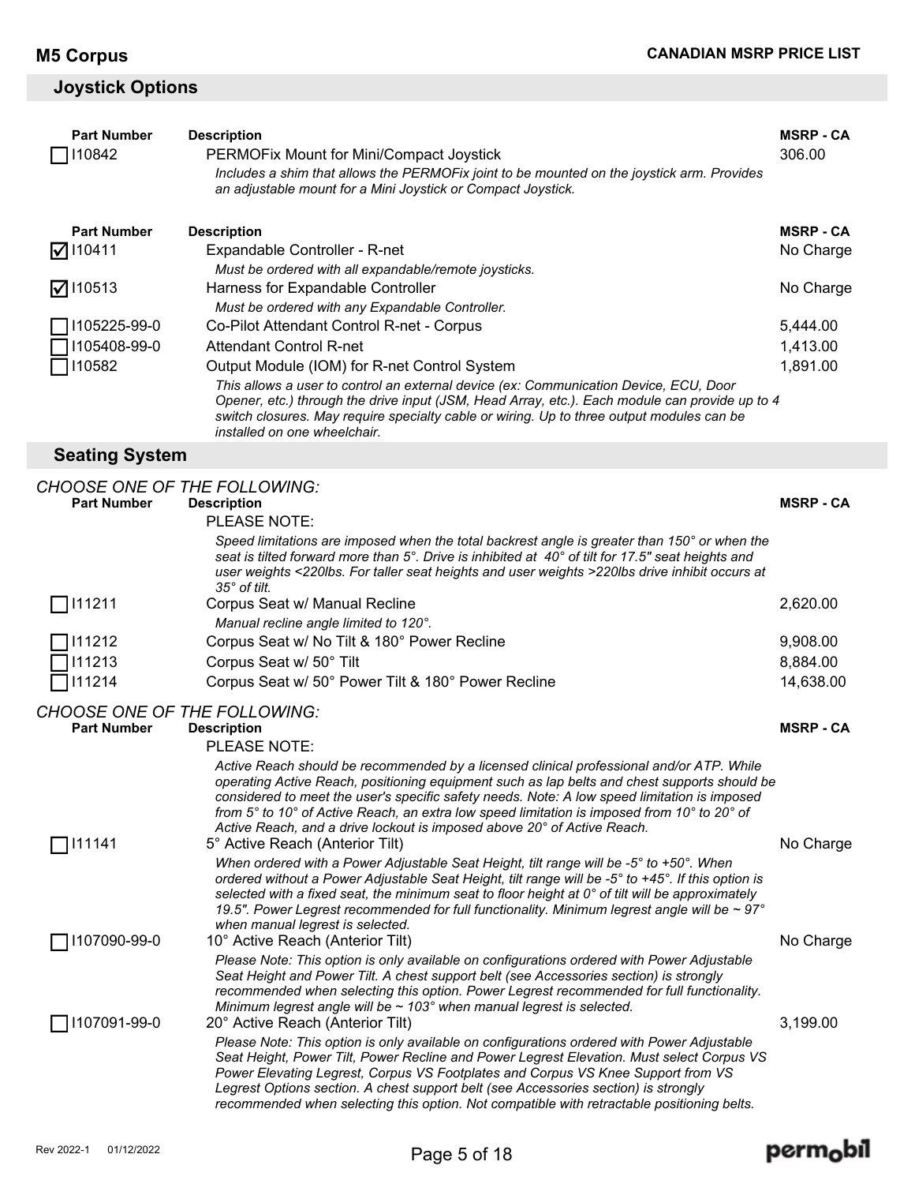## Joystick Options

| Part Number | Description | MSRP - CA |
|---|---|---|
| ☐ I10842 | PERMOFix Mount for Mini/Compact Joystick<br>*Includes a shim that allows the PERMOFix joint to be mounted on the joystick arm. Provides an adjustable mount for a Mini Joystick or Compact Joystick.* | 306.00 |

| Part Number | Description | MSRP - CA |
|---|---|---|
| ☑ I10411 | Expandable Controller - R-net<br>*Must be ordered with all expandable/remote joysticks.* | No Charge |
| ☑ I10513 | Harness for Expandable Controller<br>*Must be ordered with any Expandable Controller.* | No Charge |
| ☐ I105225-99-0 | Co-Pilot Attendant Control R-net - Corpus | 5,444.00 |
| ☐ I105408-99-0 | Attendant Control R-net | 1,413.00 |
| ☐ I10582 | Output Module (IOM) for R-net Control System<br>*This allows a user to control an external device (ex: Communication Device, ECU, Door Opener, etc.) through the drive input (JSM, Head Array, etc.). Each module can provide up to 4 switch closures. May require specialty cable or wiring. Up to three output modules can be installed on one wheelchair.* | 1,891.00 |

## Seating System

*CHOOSE ONE OF THE FOLLOWING:*

| Part Number | Description | MSRP - CA |
|---|---|---|
| | PLEASE NOTE:<br>*Speed limitations are imposed when the total backrest angle is greater than 150° or when the seat is tilted forward more than 5°. Drive is inhibited at 40° of tilt for 17.5" seat heights and user weights <220lbs. For taller seat heights and user weights >220lbs drive inhibit occurs at 35° of tilt.* | |
| ☐ I11211 | Corpus Seat w/ Manual Recline<br>*Manual recline angle limited to 120°.* | 2,620.00 |
| ☐ I11212 | Corpus Seat w/ No Tilt & 180° Power Recline | 9,908.00 |
| ☐ I11213 | Corpus Seat w/ 50° Tilt | 8,884.00 |
| ☐ I11214 | Corpus Seat w/ 50° Power Tilt & 180° Power Recline | 14,638.00 |

*CHOOSE ONE OF THE FOLLOWING:*

| Part Number | Description | MSRP - CA |
|---|---|---|
| | PLEASE NOTE:<br>*Active Reach should be recommended by a licensed clinical professional and/or ATP. While operating Active Reach, positioning equipment such as lap belts and chest supports should be considered to meet the user's specific safety needs. Note: A low speed limitation is imposed from 5° to 10° of Active Reach, an extra low speed limitation is imposed from 10° to 20° of Active Reach, and a drive lockout is imposed above 20° of Active Reach.* | |
| ☐ I11141 | 5° Active Reach (Anterior Tilt)<br>*When ordered with a Power Adjustable Seat Height, tilt range will be -5° to +50°. When ordered without a Power Adjustable Seat Height, tilt range will be -5° to +45°. If this option is selected with a fixed seat, the minimum seat to floor height at 0° of tilt will be approximately 19.5". Power Legrest recommended for full functionality. Minimum legrest angle will be ~ 97° when manual legrest is selected.* | No Charge |
| ☐ I107090-99-0 | 10° Active Reach (Anterior Tilt)<br>*Please Note: This option is only available on configurations ordered with Power Adjustable Seat Height and Power Tilt. A chest support belt (see Accessories section) is strongly recommended when selecting this option. Power Legrest recommended for full functionality. Minimum legrest angle will be ~ 103° when manual legrest is selected.* | No Charge |
| ☐ I107091-99-0 | 20° Active Reach (Anterior Tilt)<br>*Please Note: This option is only available on configurations ordered with Power Adjustable Seat Height, Power Tilt, Power Recline and Power Legrest Elevation. Must select Corpus VS Power Elevating Legrest, Corpus VS Footplates and Corpus VS Knee Support from VS Legrest Options section. A chest support belt (see Accessories section) is strongly recommended when selecting this option. Not compatible with retractable positioning belts.* | 3,199.00 |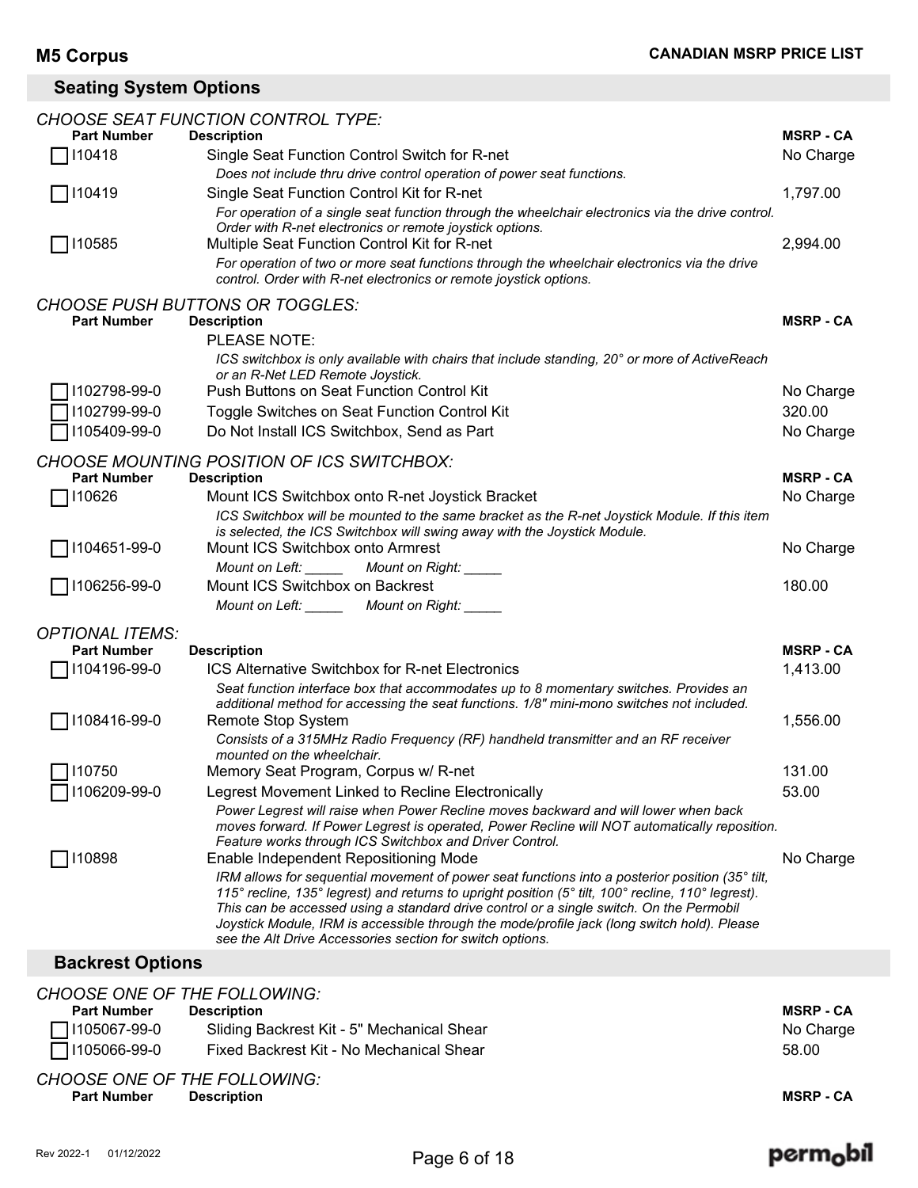## Seating System Options

*CHOOSE SEAT FUNCTION CONTROL TYPE:*

| Part Number | Description | MSRP - CA |
|---|---|---|
| I10418 | Single Seat Function Control Switch for R-net<br>*Does not include thru drive control operation of power seat functions.* | No Charge |
| I10419 | Single Seat Function Control Kit for R-net<br>*For operation of a single seat function through the wheelchair electronics via the drive control. Order with R-net electronics or remote joystick options.* | 1,797.00 |
| I10585 | Multiple Seat Function Control Kit for R-net<br>*For operation of two or more seat functions through the wheelchair electronics via the drive control. Order with R-net electronics or remote joystick options.* | 2,994.00 |

*CHOOSE PUSH BUTTONS OR TOGGLES:*

| Part Number | Description | MSRP - CA |
|---|---|---|
| | PLEASE NOTE:<br>*ICS switchbox is only available with chairs that include standing, 20° or more of ActiveReach or an R-Net LED Remote Joystick.* | |
| I102798-99-0 | Push Buttons on Seat Function Control Kit | No Charge |
| I102799-99-0 | Toggle Switches on Seat Function Control Kit | 320.00 |
| I105409-99-0 | Do Not Install ICS Switchbox, Send as Part | No Charge |

*CHOOSE MOUNTING POSITION OF ICS SWITCHBOX:*

| Part Number | Description | MSRP - CA |
|---|---|---|
| I10626 | Mount ICS Switchbox onto R-net Joystick Bracket<br>*ICS Switchbox will be mounted to the same bracket as the R-net Joystick Module. If this item is selected, the ICS Switchbox will swing away with the Joystick Module.* | No Charge |
| I104651-99-0 | Mount ICS Switchbox onto Armrest<br>*Mount on Left: \_\_\_\_\_ Mount on Right: \_\_\_\_\_* | No Charge |
| I106256-99-0 | Mount ICS Switchbox on Backrest<br>*Mount on Left: \_\_\_\_\_ Mount on Right: \_\_\_\_\_* | 180.00 |

*OPTIONAL ITEMS:*

| Part Number | Description | MSRP - CA |
|---|---|---|
| I104196-99-0 | ICS Alternative Switchbox for R-net Electronics<br>*Seat function interface box that accommodates up to 8 momentary switches. Provides an additional method for accessing the seat functions. 1/8" mini-mono switches not included.* | 1,413.00 |
| I108416-99-0 | Remote Stop System<br>*Consists of a 315MHz Radio Frequency (RF) handheld transmitter and an RF receiver mounted on the wheelchair.* | 1,556.00 |
| I10750 | Memory Seat Program, Corpus w/ R-net | 131.00 |
| I106209-99-0 | Legrest Movement Linked to Recline Electronically<br>*Power Legrest will raise when Power Recline moves backward and will lower when back moves forward. If Power Legrest is operated, Power Recline will NOT automatically reposition. Feature works through ICS Switchbox and Driver Control.* | 53.00 |
| I10898 | Enable Independent Repositioning Mode<br>*IRM allows for sequential movement of power seat functions into a posterior position (35° tilt, 115° recline, 135° legrest) and returns to upright position (5° tilt, 100° recline, 110° legrest). This can be accessed using a standard drive control or a single switch. On the Permobil Joystick Module, IRM is accessible through the mode/profile jack (long switch hold). Please see the Alt Drive Accessories section for switch options.* | No Charge |

## Backrest Options

*CHOOSE ONE OF THE FOLLOWING:*

| Part Number | Description | MSRP - CA |
|---|---|---|
| I105067-99-0 | Sliding Backrest Kit - 5" Mechanical Shear | No Charge |
| I105066-99-0 | Fixed Backrest Kit - No Mechanical Shear | 58.00 |

*CHOOSE ONE OF THE FOLLOWING:*

| Part Number | Description | MSRP - CA |
|---|---|---|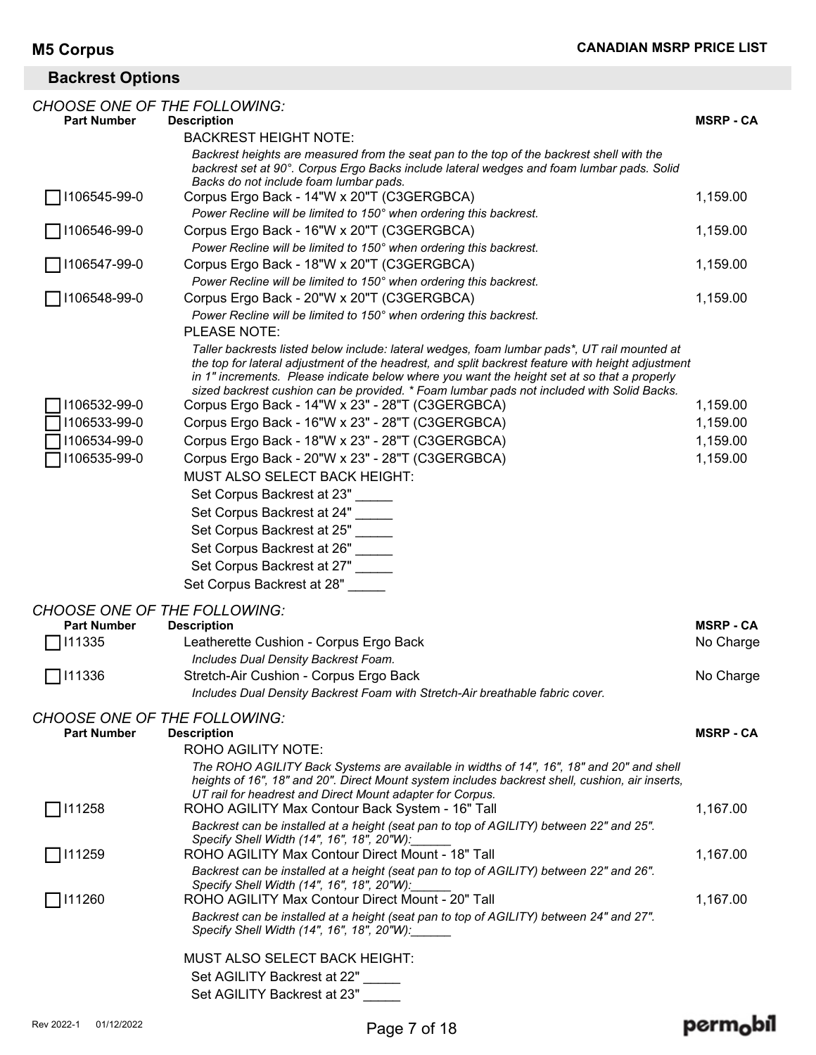## Backrest Options

*CHOOSE ONE OF THE FOLLOWING:*

| Part Number | Description | MSRP - CA |
|---|---|---|
| | BACKREST HEIGHT NOTE: | |
| | *Backrest heights are measured from the seat pan to the top of the backrest shell with the backrest set at 90°. Corpus Ergo Backs include lateral wedges and foam lumbar pads. Solid Backs do not include foam lumbar pads.* | |
| ☐ I106545-99-0 | Corpus Ergo Back - 14"W x 20"T (C3GERGBCA) | 1,159.00 |
| | *Power Recline will be limited to 150° when ordering this backrest.* | |
| ☐ I106546-99-0 | Corpus Ergo Back - 16"W x 20"T (C3GERGBCA) | 1,159.00 |
| | *Power Recline will be limited to 150° when ordering this backrest.* | |
| ☐ I106547-99-0 | Corpus Ergo Back - 18"W x 20"T (C3GERGBCA) | 1,159.00 |
| | *Power Recline will be limited to 150° when ordering this backrest.* | |
| ☐ I106548-99-0 | Corpus Ergo Back - 20"W x 20"T (C3GERGBCA) | 1,159.00 |
| | *Power Recline will be limited to 150° when ordering this backrest.* | |
| | PLEASE NOTE: | |
| | *Taller backrests listed below include: lateral wedges, foam lumbar pads*, UT rail mounted at the top for lateral adjustment of the headrest, and split backrest feature with height adjustment in 1" increments. Please indicate below where you want the height set at so that a properly sized backrest cushion can be provided. * Foam lumbar pads not included with Solid Backs.* | |
| ☐ I106532-99-0 | Corpus Ergo Back - 14"W x 23" - 28"T (C3GERGBCA) | 1,159.00 |
| ☐ I106533-99-0 | Corpus Ergo Back - 16"W x 23" - 28"T (C3GERGBCA) | 1,159.00 |
| ☐ I106534-99-0 | Corpus Ergo Back - 18"W x 23" - 28"T (C3GERGBCA) | 1,159.00 |
| ☐ I106535-99-0 | Corpus Ergo Back - 20"W x 23" - 28"T (C3GERGBCA) | 1,159.00 |
| | MUST ALSO SELECT BACK HEIGHT: | |
| | Set Corpus Backrest at 23" _____ | |
| | Set Corpus Backrest at 24" _____ | |
| | Set Corpus Backrest at 25" _____ | |
| | Set Corpus Backrest at 26" _____ | |
| | Set Corpus Backrest at 27" _____ | |
| | Set Corpus Backrest at 28" _____ | |

*CHOOSE ONE OF THE FOLLOWING:*

| Part Number | Description | MSRP - CA |
|---|---|---|
| ☐ I11335 | Leatherette Cushion - Corpus Ergo Back | No Charge |
| | *Includes Dual Density Backrest Foam.* | |
| ☐ I11336 | Stretch-Air Cushion - Corpus Ergo Back | No Charge |
| | *Includes Dual Density Backrest Foam with Stretch-Air breathable fabric cover.* | |

*CHOOSE ONE OF THE FOLLOWING:*

| Part Number | Description | MSRP - CA |
|---|---|---|
| | ROHO AGILITY NOTE: | |
| | *The ROHO AGILITY Back Systems are available in widths of 14", 16", 18" and 20" and shell heights of 16", 18" and 20". Direct Mount system includes backrest shell, cushion, air inserts, UT rail for headrest and Direct Mount adapter for Corpus.* | |
| ☐ I11258 | ROHO AGILITY Max Contour Back System - 16" Tall | 1,167.00 |
| | *Backrest can be installed at a height (seat pan to top of AGILITY) between 22" and 25". Specify Shell Width (14", 16", 18", 20"W):______* | |
| ☐ I11259 | ROHO AGILITY Max Contour Direct Mount - 18" Tall | 1,167.00 |
| | *Backrest can be installed at a height (seat pan to top of AGILITY) between 22" and 26". Specify Shell Width (14", 16", 18", 20"W):______* | |
| ☐ I11260 | ROHO AGILITY Max Contour Direct Mount - 20" Tall | 1,167.00 |
| | *Backrest can be installed at a height (seat pan to top of AGILITY) between 24" and 27". Specify Shell Width (14", 16", 18", 20"W):______* | |
| | MUST ALSO SELECT BACK HEIGHT: | |
| | Set AGILITY Backrest at 22" _____ | |
| | Set AGILITY Backrest at 23" _____ | |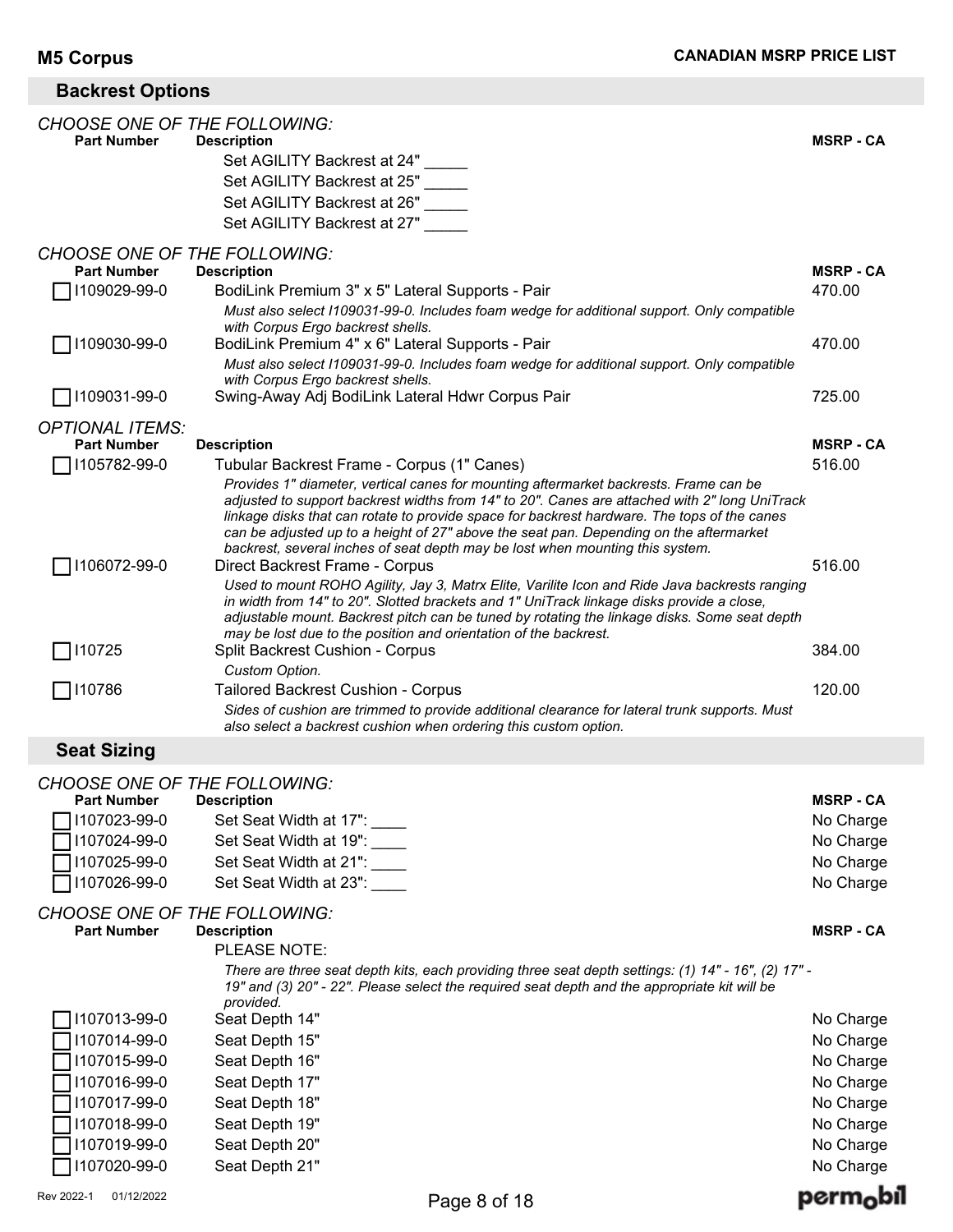## Backrest Options

*CHOOSE ONE OF THE FOLLOWING:*

| Part Number | Description | MSRP - CA |
|---|---|---|
| | Set AGILITY Backrest at 24" _____ | |
| | Set AGILITY Backrest at 25" _____ | |
| | Set AGILITY Backrest at 26" _____ | |
| | Set AGILITY Backrest at 27" _____ | |

*CHOOSE ONE OF THE FOLLOWING:*

| Part Number | Description | MSRP - CA |
|---|---|---|
| ☐ I109029-99-0 | BodiLink Premium 3" x 5" Lateral Supports - Pair<br>*Must also select I109031-99-0. Includes foam wedge for additional support. Only compatible with Corpus Ergo backrest shells.* | 470.00 |
| ☐ I109030-99-0 | BodiLink Premium 4" x 6" Lateral Supports - Pair<br>*Must also select I109031-99-0. Includes foam wedge for additional support. Only compatible with Corpus Ergo backrest shells.* | 470.00 |
| ☐ I109031-99-0 | Swing-Away Adj BodiLink Lateral Hdwr Corpus Pair | 725.00 |

*OPTIONAL ITEMS:*

| Part Number | Description | MSRP - CA |
|---|---|---|
| ☐ I105782-99-0 | Tubular Backrest Frame - Corpus (1" Canes)<br>*Provides 1" diameter, vertical canes for mounting aftermarket backrests. Frame can be adjusted to support backrest widths from 14" to 20". Canes are attached with 2" long UniTrack linkage disks that can rotate to provide space for backrest hardware. The tops of the canes can be adjusted up to a height of 27" above the seat pan. Depending on the aftermarket backrest, several inches of seat depth may be lost when mounting this system.* | 516.00 |
| ☐ I106072-99-0 | Direct Backrest Frame - Corpus<br>*Used to mount ROHO Agility, Jay 3, Matrx Elite, Varilite Icon and Ride Java backrests ranging in width from 14" to 20". Slotted brackets and 1" UniTrack linkage disks provide a close, adjustable mount. Backrest pitch can be tuned by rotating the linkage disks. Some seat depth may be lost due to the position and orientation of the backrest.* | 516.00 |
| ☐ I10725 | Split Backrest Cushion - Corpus<br>*Custom Option.* | 384.00 |
| ☐ I10786 | Tailored Backrest Cushion - Corpus<br>*Sides of cushion are trimmed to provide additional clearance for lateral trunk supports. Must also select a backrest cushion when ordering this custom option.* | 120.00 |

## Seat Sizing

*CHOOSE ONE OF THE FOLLOWING:*

| Part Number | Description | MSRP - CA |
|---|---|---|
| ☐ I107023-99-0 | Set Seat Width at 17": ____ | No Charge |
| ☐ I107024-99-0 | Set Seat Width at 19": ____ | No Charge |
| ☐ I107025-99-0 | Set Seat Width at 21": ____ | No Charge |
| ☐ I107026-99-0 | Set Seat Width at 23": ____ | No Charge |

*CHOOSE ONE OF THE FOLLOWING:*

| Part Number | Description | MSRP - CA |
|---|---|---|
| | PLEASE NOTE:<br>*There are three seat depth kits, each providing three seat depth settings: (1) 14" - 16", (2) 17" - 19" and (3) 20" - 22". Please select the required seat depth and the appropriate kit will be provided.* | |
| ☐ I107013-99-0 | Seat Depth 14" | No Charge |
| ☐ I107014-99-0 | Seat Depth 15" | No Charge |
| ☐ I107015-99-0 | Seat Depth 16" | No Charge |
| ☐ I107016-99-0 | Seat Depth 17" | No Charge |
| ☐ I107017-99-0 | Seat Depth 18" | No Charge |
| ☐ I107018-99-0 | Seat Depth 19" | No Charge |
| ☐ I107019-99-0 | Seat Depth 20" | No Charge |
| ☐ I107020-99-0 | Seat Depth 21" | No Charge |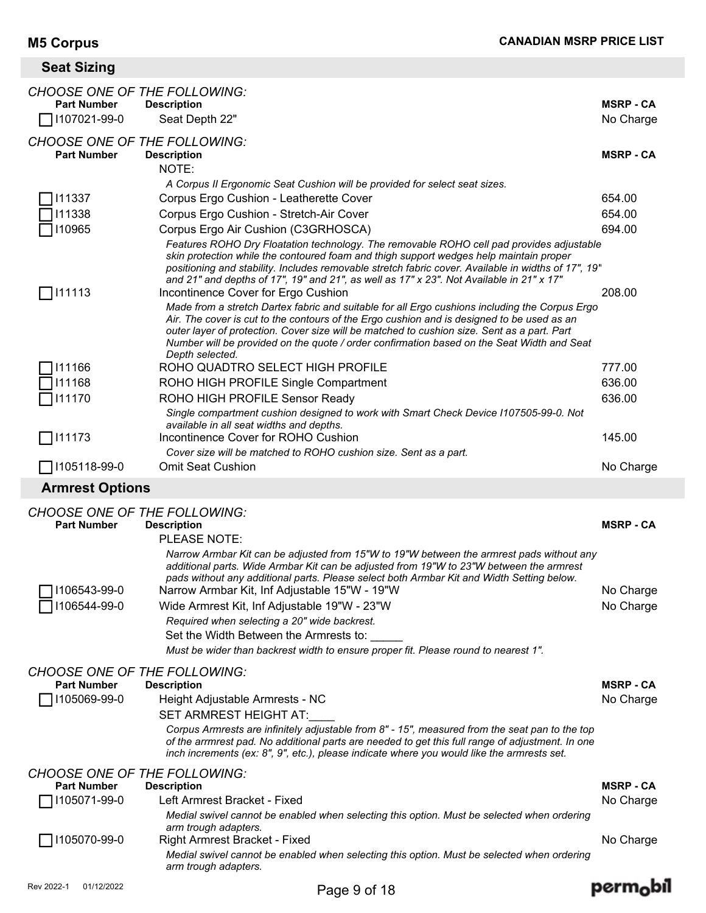## Seat Sizing

*CHOOSE ONE OF THE FOLLOWING:*

| Part Number | Description | MSRP - CA |
|---|---|---|
| ☐ I107021-99-0 | Seat Depth 22" | No Charge |

*CHOOSE ONE OF THE FOLLOWING:*

| Part Number | Description | MSRP - CA |
|---|---|---|
| | NOTE:<br>*A Corpus II Ergonomic Seat Cushion will be provided for select seat sizes.* | |
| ☐ I11337 | Corpus Ergo Cushion - Leatherette Cover | 654.00 |
| ☐ I11338 | Corpus Ergo Cushion - Stretch-Air Cover | 654.00 |
| ☐ I10965 | Corpus Ergo Air Cushion (C3GRHOSCA)<br>*Features ROHO Dry Floatation technology. The removable ROHO cell pad provides adjustable skin protection while the contoured foam and thigh support wedges help maintain proper positioning and stability. Includes removable stretch fabric cover. Available in widths of 17", 19" and 21" and depths of 17", 19" and 21", as well as 17" x 23". Not Available in 21" x 17"* | 694.00 |
| ☐ I11113 | Incontinence Cover for Ergo Cushion<br>*Made from a stretch Dartex fabric and suitable for all Ergo cushions including the Corpus Ergo Air. The cover is cut to the contours of the Ergo cushion and is designed to be used as an outer layer of protection. Cover size will be matched to cushion size. Sent as a part. Part Number will be provided on the quote / order confirmation based on the Seat Width and Seat Depth selected.* | 208.00 |
| ☐ I11166 | ROHO QUADTRO SELECT HIGH PROFILE | 777.00 |
| ☐ I11168 | ROHO HIGH PROFILE Single Compartment | 636.00 |
| ☐ I11170 | ROHO HIGH PROFILE Sensor Ready<br>*Single compartment cushion designed to work with Smart Check Device I107505-99-0. Not available in all seat widths and depths.* | 636.00 |
| ☐ I11173 | Incontinence Cover for ROHO Cushion<br>*Cover size will be matched to ROHO cushion size. Sent as a part.* | 145.00 |
| ☐ I105118-99-0 | Omit Seat Cushion | No Charge |

## Armrest Options

*CHOOSE ONE OF THE FOLLOWING:*

| Part Number | Description | MSRP - CA |
|---|---|---|
| | PLEASE NOTE:<br>*Narrow Armbar Kit can be adjusted from 15"W to 19"W between the armrest pads without any additional parts. Wide Armrest Kit can be adjusted from 19"W to 23"W between the armrest pads without any additional parts. Please select both Armbar Kit and Width Setting below.* | |
| ☐ I106543-99-0 | Narrow Armbar Kit, Inf Adjustable 15"W - 19"W | No Charge |
| ☐ I106544-99-0 | Wide Armrest Kit, Inf Adjustable 19"W - 23"W<br>*Required when selecting a 20" wide backrest.*<br>Set the Width Between the Armrests to: _____<br>*Must be wider than backrest width to ensure proper fit. Please round to nearest 1".* | No Charge |

*CHOOSE ONE OF THE FOLLOWING:*

| Part Number | Description | MSRP - CA |
|---|---|---|
| ☐ I105069-99-0 | Height Adjustable Armrests - NC<br>SET ARMREST HEIGHT AT:____<br>*Corpus Armrests are infinitely adjustable from 8" - 15", measured from the seat pan to the top of the arrmrest pad. No additional parts are needed to get this full range of adjustment. In one inch increments (ex: 8", 9", etc.), please indicate where you would like the armrests set.* | No Charge |

*CHOOSE ONE OF THE FOLLOWING:*

| Part Number | Description | MSRP - CA |
|---|---|---|
| ☐ I105071-99-0 | Left Armrest Bracket - Fixed<br>*Medial swivel cannot be enabled when selecting this option. Must be selected when ordering arm trough adapters.* | No Charge |
| ☐ I105070-99-0 | Right Armrest Bracket - Fixed<br>*Medial swivel cannot be enabled when selecting this option. Must be selected when ordering arm trough adapters.* | No Charge |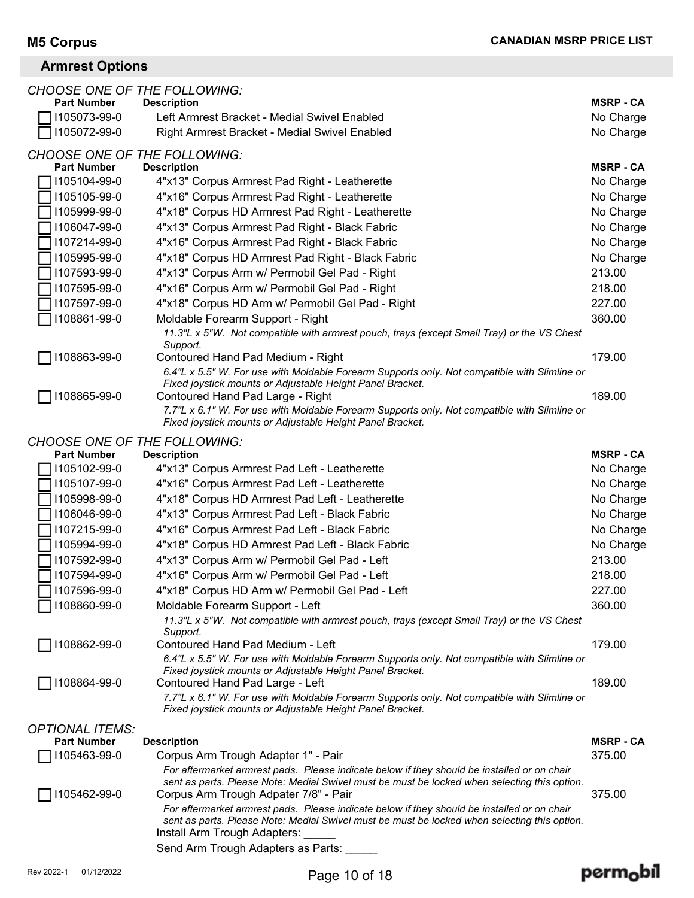## Armrest Options

*CHOOSE ONE OF THE FOLLOWING:*

| Part Number | Description | MSRP - CA |
|---|---|---|
| ☐ I105073-99-0 | Left Armrest Bracket - Medial Swivel Enabled | No Charge |
| ☐ I105072-99-0 | Right Armrest Bracket - Medial Swivel Enabled | No Charge |

*CHOOSE ONE OF THE FOLLOWING:*

| Part Number | Description | MSRP - CA |
|---|---|---|
| ☐ I105104-99-0 | 4"x13" Corpus Armrest Pad Right - Leatherette | No Charge |
| ☐ I105105-99-0 | 4"x16" Corpus Armrest Pad Right - Leatherette | No Charge |
| ☐ I105999-99-0 | 4"x18" Corpus HD Armrest Pad Right - Leatherette | No Charge |
| ☐ I106047-99-0 | 4"x13" Corpus Armrest Pad Right - Black Fabric | No Charge |
| ☐ I107214-99-0 | 4"x16" Corpus Armrest Pad Right - Black Fabric | No Charge |
| ☐ I105995-99-0 | 4"x18" Corpus HD Armrest Pad Right - Black Fabric | No Charge |
| ☐ I107593-99-0 | 4"x13" Corpus Arm w/ Permobil Gel Pad - Right | 213.00 |
| ☐ I107595-99-0 | 4"x16" Corpus Arm w/ Permobil Gel Pad - Right | 218.00 |
| ☐ I107597-99-0 | 4"x18" Corpus HD Arm w/ Permobil Gel Pad - Right | 227.00 |
| ☐ I108861-99-0 | Moldable Forearm Support - Right<br>*11.3"L x 5"W. Not compatible with armrest pouch, trays (except Small Tray) or the VS Chest Support.* | 360.00 |
| ☐ I108863-99-0 | Contoured Hand Pad Medium - Right<br>*6.4"L x 5.5" W. For use with Moldable Forearm Supports only. Not compatible with Slimline or Fixed joystick mounts or Adjustable Height Panel Bracket.* | 179.00 |
| ☐ I108865-99-0 | Contoured Hand Pad Large - Right<br>*7.7"L x 6.1" W. For use with Moldable Forearm Supports only. Not compatible with Slimline or Fixed joystick mounts or Adjustable Height Panel Bracket.* | 189.00 |

*CHOOSE ONE OF THE FOLLOWING:*

| Part Number | Description | MSRP - CA |
|---|---|---|
| ☐ I105102-99-0 | 4"x13" Corpus Armrest Pad Left - Leatherette | No Charge |
| ☐ I105107-99-0 | 4"x16" Corpus Armrest Pad Left - Leatherette | No Charge |
| ☐ I105998-99-0 | 4"x18" Corpus HD Armrest Pad Left - Leatherette | No Charge |
| ☐ I106046-99-0 | 4"x13" Corpus Armrest Pad Left - Black Fabric | No Charge |
| ☐ I107215-99-0 | 4"x16" Corpus Armrest Pad Left - Black Fabric | No Charge |
| ☐ I105994-99-0 | 4"x18" Corpus HD Armrest Pad Left - Black Fabric | No Charge |
| ☐ I107592-99-0 | 4"x13" Corpus Arm w/ Permobil Gel Pad - Left | 213.00 |
| ☐ I107594-99-0 | 4"x16" Corpus Arm w/ Permobil Gel Pad - Left | 218.00 |
| ☐ I107596-99-0 | 4"x18" Corpus HD Arm w/ Permobil Gel Pad - Left | 227.00 |
| ☐ I108860-99-0 | Moldable Forearm Support - Left<br>*11.3"L x 5"W. Not compatible with armrest pouch, trays (except Small Tray) or the VS Chest Support.* | 360.00 |
| ☐ I108862-99-0 | Contoured Hand Pad Medium - Left<br>*6.4"L x 5.5" W. For use with Moldable Forearm Supports only. Not compatible with Slimline or Fixed joystick mounts or Adjustable Height Panel Bracket.* | 179.00 |
| ☐ I108864-99-0 | Contoured Hand Pad Large - Left<br>*7.7"L x 6.1" W. For use with Moldable Forearm Supports only. Not compatible with Slimline or Fixed joystick mounts or Adjustable Height Panel Bracket.* | 189.00 |

*OPTIONAL ITEMS:*

| Part Number | Description | MSRP - CA |
|---|---|---|
| ☐ I105463-99-0 | Corpus Arm Trough Adapter 1" - Pair<br>*For aftermarket armrest pads. Please indicate below if they should be installed or on chair sent as parts. Please Note: Medial Swivel must be must be locked when selecting this option.* | 375.00 |
| ☐ I105462-99-0 | Corpus Arm Trough Adpater 7/8" - Pair<br>*For aftermarket armrest pads. Please indicate below if they should be installed or on chair sent as parts. Please Note: Medial Swivel must be must be locked when selecting this option.* | 375.00 |

Install Arm Trough Adapters: _____

Send Arm Trough Adapters as Parts: _____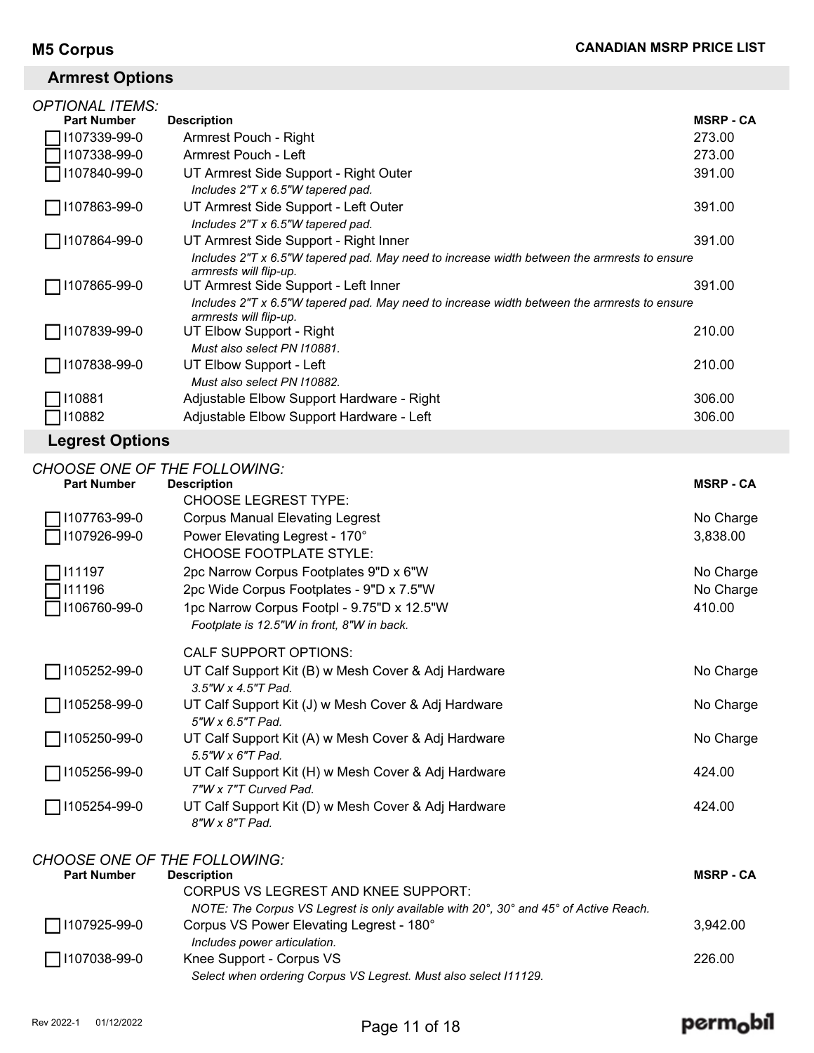## M5 Corpus

**CANADIAN MSRP PRICE LIST**

### Armrest Options

*OPTIONAL ITEMS:*

| Part Number | Description | MSRP - CA |
|---|---|---|
| ☐ I107339-99-0 | Armrest Pouch - Right | 273.00 |
| ☐ I107338-99-0 | Armrest Pouch - Left | 273.00 |
| ☐ I107840-99-0 | UT Armrest Side Support - Right Outer<br>*Includes 2"T x 6.5"W tapered pad.* | 391.00 |
| ☐ I107863-99-0 | UT Armrest Side Support - Left Outer<br>*Includes 2"T x 6.5"W tapered pad.* | 391.00 |
| ☐ I107864-99-0 | UT Armrest Side Support - Right Inner<br>*Includes 2"T x 6.5"W tapered pad. May need to increase width between the armrests to ensure armrests will flip-up.* | 391.00 |
| ☐ I107865-99-0 | UT Armrest Side Support - Left Inner<br>*Includes 2"T x 6.5"W tapered pad. May need to increase width between the armrests to ensure armrests will flip-up.* | 391.00 |
| ☐ I107839-99-0 | UT Elbow Support - Right<br>*Must also select PN I10881.* | 210.00 |
| ☐ I107838-99-0 | UT Elbow Support - Left<br>*Must also select PN I10882.* | 210.00 |
| ☐ I10881 | Adjustable Elbow Support Hardware - Right | 306.00 |
| ☐ I10882 | Adjustable Elbow Support Hardware - Left | 306.00 |

### Legrest Options

*CHOOSE ONE OF THE FOLLOWING:*

| Part Number | Description | MSRP - CA |
|---|---|---|
| | CHOOSE LEGREST TYPE: | |
| ☐ I107763-99-0 | Corpus Manual Elevating Legrest | No Charge |
| ☐ I107926-99-0 | Power Elevating Legrest - 170° | 3,838.00 |
| | CHOOSE FOOTPLATE STYLE: | |
| ☐ I11197 | 2pc Narrow Corpus Footplates 9"D x 6"W | No Charge |
| ☐ I11196 | 2pc Wide Corpus Footplates - 9"D x 7.5"W | No Charge |
| ☐ I106760-99-0 | 1pc Narrow Corpus Footpl - 9.75"D x 12.5"W<br>*Footplate is 12.5"W in front, 8"W in back.* | 410.00 |
| | CALF SUPPORT OPTIONS: | |
| ☐ I105252-99-0 | UT Calf Support Kit (B) w Mesh Cover & Adj Hardware<br>*3.5"W x 4.5"T Pad.* | No Charge |
| ☐ I105258-99-0 | UT Calf Support Kit (J) w Mesh Cover & Adj Hardware<br>*5"W x 6.5"T Pad.* | No Charge |
| ☐ I105250-99-0 | UT Calf Support Kit (A) w Mesh Cover & Adj Hardware<br>*5.5"W x 6"T Pad.* | No Charge |
| ☐ I105256-99-0 | UT Calf Support Kit (H) w Mesh Cover & Adj Hardware<br>*7"W x 7"T Curved Pad.* | 424.00 |
| ☐ I105254-99-0 | UT Calf Support Kit (D) w Mesh Cover & Adj Hardware<br>*8"W x 8"T Pad.* | 424.00 |

*CHOOSE ONE OF THE FOLLOWING:*

| Part Number | Description | MSRP - CA |
|---|---|---|
| | CORPUS VS LEGREST AND KNEE SUPPORT:<br>*NOTE: The Corpus VS Legrest is only available with 20°, 30° and 45° of Active Reach.* | |
| ☐ I107925-99-0 | Corpus VS Power Elevating Legrest - 180°<br>*Includes power articulation.* | 3,942.00 |
| ☐ I107038-99-0 | Knee Support - Corpus VS<br>*Select when ordering Corpus VS Legrest. Must also select I11129.* | 226.00 |

Rev 2022-1 01/12/2022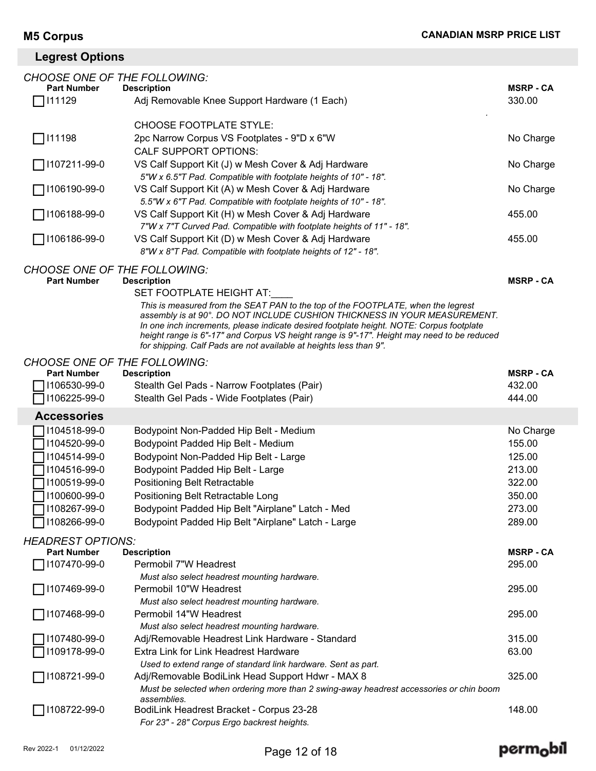## Legrest Options

*CHOOSE ONE OF THE FOLLOWING:*

| Part Number | Description | MSRP - CA |
|---|---|---|
| I11129 | Adj Removable Knee Support Hardware (1 Each) | 330.00 |
| | CHOOSE FOOTPLATE STYLE: | |
| I11198 | 2pc Narrow Corpus VS Footplates - 9"D x 6"W | No Charge |
| | CALF SUPPORT OPTIONS: | |
| I107211-99-0 | VS Calf Support Kit (J) w Mesh Cover & Adj Hardware<br>*5"W x 6.5"T Pad. Compatible with footplate heights of 10" - 18".* | No Charge |
| I106190-99-0 | VS Calf Support Kit (A) w Mesh Cover & Adj Hardware<br>*5.5"W x 6"T Pad. Compatible with footplate heights of 10" - 18".* | No Charge |
| I106188-99-0 | VS Calf Support Kit (H) w Mesh Cover & Adj Hardware<br>*7"W x 7"T Curved Pad. Compatible with footplate heights of 11" - 18".* | 455.00 |
| I106186-99-0 | VS Calf Support Kit (D) w Mesh Cover & Adj Hardware<br>*8"W x 8"T Pad. Compatible with footplate heights of 12" - 18".* | 455.00 |

*CHOOSE ONE OF THE FOLLOWING:*

| Part Number | Description | MSRP - CA |
|---|---|---|
| | SET FOOTPLATE HEIGHT AT:____<br>*This is measured from the SEAT PAN to the top of the FOOTPLATE, when the legrest assembly is at 90°. DO NOT INCLUDE CUSHION THICKNESS IN YOUR MEASUREMENT. In one inch increments, please indicate desired footplate height. NOTE: Corpus footplate height range is 6"-17" and Corpus VS height range is 9"-17". Height may need to be reduced for shipping. Calf Pads are not available at heights less than 9".* | |

*CHOOSE ONE OF THE FOLLOWING:*

| Part Number | Description | MSRP - CA |
|---|---|---|
| I106530-99-0 | Stealth Gel Pads - Narrow Footplates (Pair) | 432.00 |
| I106225-99-0 | Stealth Gel Pads - Wide Footplates (Pair) | 444.00 |

## Accessories

| Part Number | Description | MSRP - CA |
|---|---|---|
| I104518-99-0 | Bodypoint Non-Padded Hip Belt - Medium | No Charge |
| I104520-99-0 | Bodypoint Padded Hip Belt - Medium | 155.00 |
| I104514-99-0 | Bodypoint Non-Padded Hip Belt - Large | 125.00 |
| I104516-99-0 | Bodypoint Padded Hip Belt - Large | 213.00 |
| I100519-99-0 | Positioning Belt Retractable | 322.00 |
| I100600-99-0 | Positioning Belt Retractable Long | 350.00 |
| I108267-99-0 | Bodypoint Padded Hip Belt "Airplane" Latch - Med | 273.00 |
| I108266-99-0 | Bodypoint Padded Hip Belt "Airplane" Latch - Large | 289.00 |

*HEADREST OPTIONS:*

| Part Number | Description | MSRP - CA |
|---|---|---|
| I107470-99-0 | Permobil 7"W Headrest<br>*Must also select headrest mounting hardware.* | 295.00 |
| I107469-99-0 | Permobil 10"W Headrest<br>*Must also select headrest mounting hardware.* | 295.00 |
| I107468-99-0 | Permobil 14"W Headrest<br>*Must also select headrest mounting hardware.* | 295.00 |
| I107480-99-0 | Adj/Removable Headrest Link Hardware - Standard | 315.00 |
| I109178-99-0 | Extra Link for Link Headrest Hardware<br>*Used to extend range of standard link hardware. Sent as part.* | 63.00 |
| I108721-99-0 | Adj/Removable BodiLink Head Support Hdwr - MAX 8<br>*Must be selected when ordering more than 2 swing-away headrest accessories or chin boom assemblies.* | 325.00 |
| I108722-99-0 | BodiLink Headrest Bracket - Corpus 23-28<br>*For 23" - 28" Corpus Ergo backrest heights.* | 148.00 |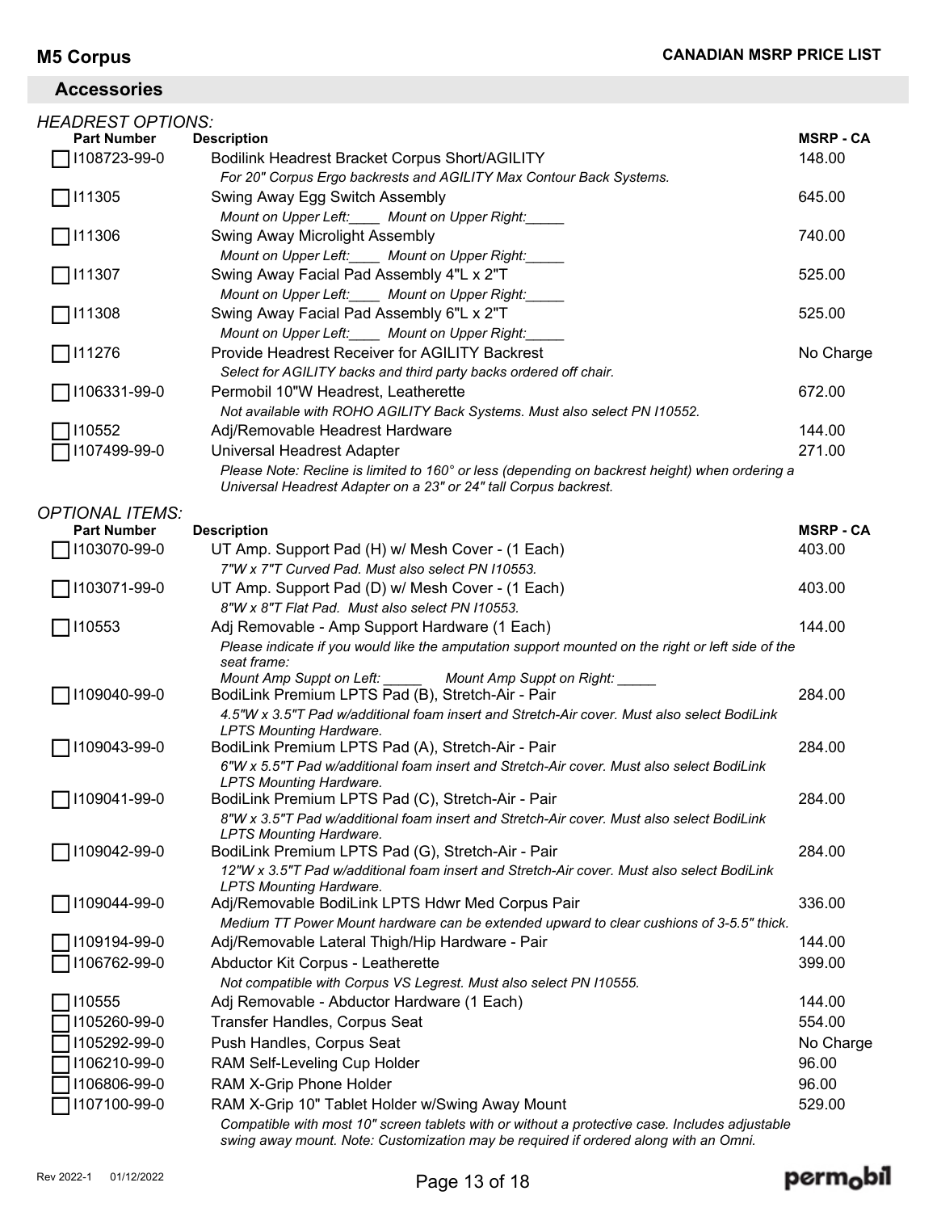## Accessories

*HEADREST OPTIONS:*

| Part Number | Description | MSRP - CA |
|---|---|---|
| ☐ I108723-99-0 | Bodilink Headrest Bracket Corpus Short/AGILITY<br>*For 20" Corpus Ergo backrests and AGILITY Max Contour Back Systems.* | 148.00 |
| ☐ I11305 | Swing Away Egg Switch Assembly<br>*Mount on Upper Left:____ Mount on Upper Right:_____* | 645.00 |
| ☐ I11306 | Swing Away Microlight Assembly<br>*Mount on Upper Left:____ Mount on Upper Right:_____* | 740.00 |
| ☐ I11307 | Swing Away Facial Pad Assembly 4"L x 2"T<br>*Mount on Upper Left:____ Mount on Upper Right:_____* | 525.00 |
| ☐ I11308 | Swing Away Facial Pad Assembly 6"L x 2"T<br>*Mount on Upper Left:____ Mount on Upper Right:_____* | 525.00 |
| ☐ I11276 | Provide Headrest Receiver for AGILITY Backrest<br>*Select for AGILITY backs and third party backs ordered off chair.* | No Charge |
| ☐ I106331-99-0 | Permobil 10"W Headrest, Leatherette<br>*Not available with ROHO AGILITY Back Systems. Must also select PN I10552.* | 672.00 |
| ☐ I10552 | Adj/Removable Headrest Hardware | 144.00 |
| ☐ I107499-99-0 | Universal Headrest Adapter<br>*Please Note: Recline is limited to 160° or less (depending on backrest height) when ordering a Universal Headrest Adapter on a 23" or 24" tall Corpus backrest.* | 271.00 |

*OPTIONAL ITEMS:*

| Part Number | Description | MSRP - CA |
|---|---|---|
| ☐ I103070-99-0 | UT Amp. Support Pad (H) w/ Mesh Cover - (1 Each)<br>*7"W x 7"T Curved Pad. Must also select PN I10553.* | 403.00 |
| ☐ I103071-99-0 | UT Amp. Support Pad (D) w/ Mesh Cover - (1 Each)<br>*8"W x 8"T Flat Pad. Must also select PN I10553.* | 403.00 |
| ☐ I10553 | Adj Removable - Amp Support Hardware (1 Each)<br>*Please indicate if you would like the amputation support mounted on the right or left side of the seat frame:*<br>*Mount Amp Suppt on Left: _____ Mount Amp Suppt on Right: _____* | 144.00 |
| ☐ I109040-99-0 | BodiLink Premium LPTS Pad (B), Stretch-Air - Pair<br>*4.5"W x 3.5"T Pad w/additional foam insert and Stretch-Air cover. Must also select BodiLink LPTS Mounting Hardware.* | 284.00 |
| ☐ I109043-99-0 | BodiLink Premium LPTS Pad (A), Stretch-Air - Pair<br>*6"W x 5.5"T Pad w/additional foam insert and Stretch-Air cover. Must also select BodiLink LPTS Mounting Hardware.* | 284.00 |
| ☐ I109041-99-0 | BodiLink Premium LPTS Pad (C), Stretch-Air - Pair<br>*8"W x 3.5"T Pad w/additional foam insert and Stretch-Air cover. Must also select BodiLink LPTS Mounting Hardware.* | 284.00 |
| ☐ I109042-99-0 | BodiLink Premium LPTS Pad (G), Stretch-Air - Pair<br>*12"W x 3.5"T Pad w/additional foam insert and Stretch-Air cover. Must also select BodiLink LPTS Mounting Hardware.* | 284.00 |
| ☐ I109044-99-0 | Adj/Removable BodiLink LPTS Hdwr Med Corpus Pair<br>*Medium TT Power Mount hardware can be extended upward to clear cushions of 3-5.5" thick.* | 336.00 |
| ☐ I109194-99-0 | Adj/Removable Lateral Thigh/Hip Hardware - Pair | 144.00 |
| ☐ I106762-99-0 | Abductor Kit Corpus - Leatherette<br>*Not compatible with Corpus VS Legrest. Must also select PN I10555.* | 399.00 |
| ☐ I10555 | Adj Removable - Abductor Hardware (1 Each) | 144.00 |
| ☐ I105260-99-0 | Transfer Handles, Corpus Seat | 554.00 |
| ☐ I105292-99-0 | Push Handles, Corpus Seat | No Charge |
| ☐ I106210-99-0 | RAM Self-Leveling Cup Holder | 96.00 |
| ☐ I106806-99-0 | RAM X-Grip Phone Holder | 96.00 |
| ☐ I107100-99-0 | RAM X-Grip 10" Tablet Holder w/Swing Away Mount<br>*Compatible with most 10" screen tablets with or without a protective case. Includes adjustable swing away mount. Note: Customization may be required if ordered along with an Omni.* | 529.00 |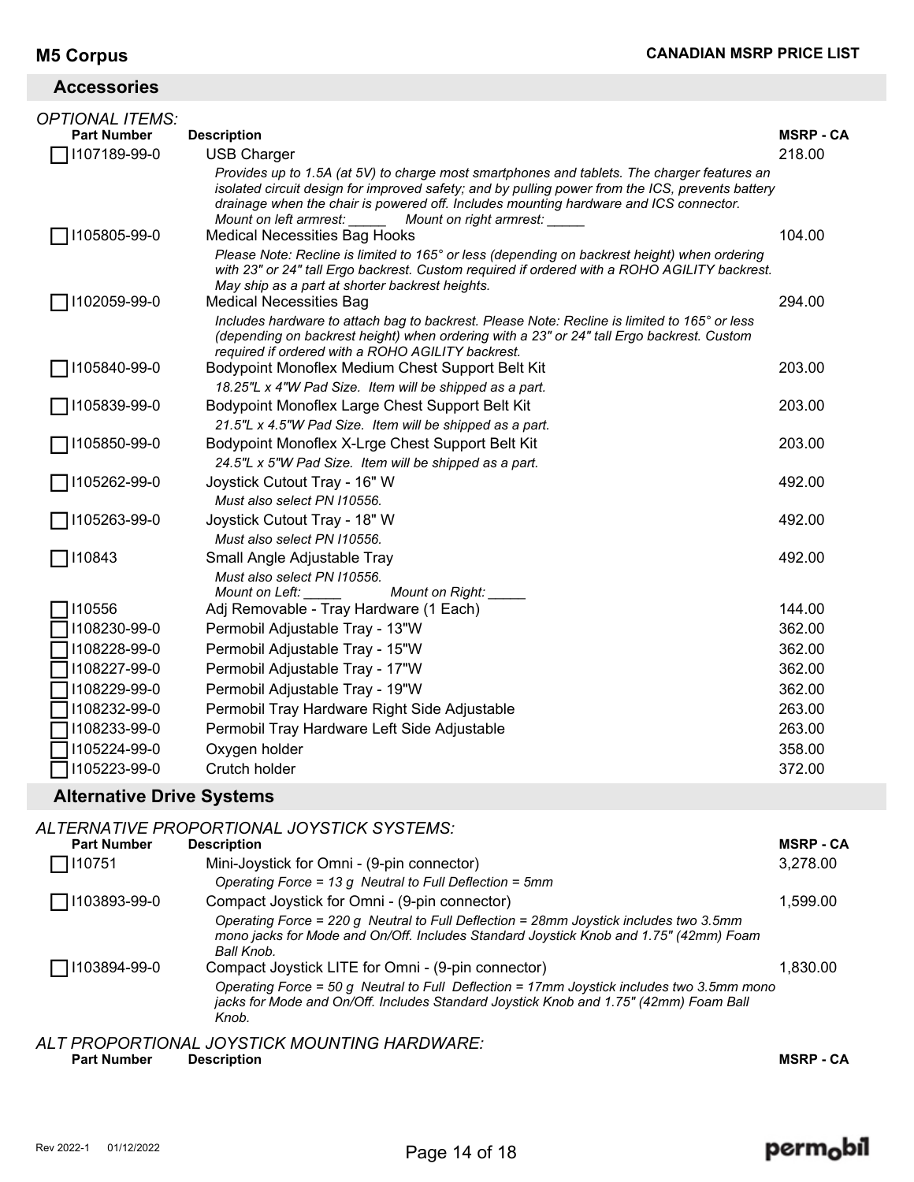## Accessories

*OPTIONAL ITEMS:*

| Part Number | Description | MSRP - CA |
|---|---|---|
| ☐ I107189-99-0 | USB Charger<br>*Provides up to 1.5A (at 5V) to charge most smartphones and tablets. The charger features an isolated circuit design for improved safety; and by pulling power from the ICS, prevents battery drainage when the chair is powered off. Includes mounting hardware and ICS connector.*<br>*Mount on left armrest: _____ Mount on right armrest: _____* | 218.00 |
| ☐ I105805-99-0 | Medical Necessities Bag Hooks<br>*Please Note: Recline is limited to 165° or less (depending on backrest height) when ordering with 23" or 24" tall Ergo backrest. Custom required if ordered with a ROHO AGILITY backrest. May ship as a part at shorter backrest heights.* | 104.00 |
| ☐ I102059-99-0 | Medical Necessities Bag<br>*Includes hardware to attach bag to backrest. Please Note: Recline is limited to 165° or less (depending on backrest height) when ordering with a 23" or 24" tall Ergo backrest. Custom required if ordered with a ROHO AGILITY backrest.* | 294.00 |
| ☐ I105840-99-0 | Bodypoint Monoflex Medium Chest Support Belt Kit<br>*18.25"L x 4"W Pad Size. Item will be shipped as a part.* | 203.00 |
| ☐ I105839-99-0 | Bodypoint Monoflex Large Chest Support Belt Kit<br>*21.5"L x 4.5"W Pad Size. Item will be shipped as a part.* | 203.00 |
| ☐ I105850-99-0 | Bodypoint Monoflex X-Lrge Chest Support Belt Kit<br>*24.5"L x 5"W Pad Size. Item will be shipped as a part.* | 203.00 |
| ☐ I105262-99-0 | Joystick Cutout Tray - 16" W<br>*Must also select PN I10556.* | 492.00 |
| ☐ I105263-99-0 | Joystick Cutout Tray - 18" W<br>*Must also select PN I10556.* | 492.00 |
| ☐ I10843 | Small Angle Adjustable Tray<br>*Must also select PN I10556.*<br>*Mount on Left: _____ Mount on Right: _____* | 492.00 |
| ☐ I10556 | Adj Removable - Tray Hardware (1 Each) | 144.00 |
| ☐ I108230-99-0 | Permobil Adjustable Tray - 13"W | 362.00 |
| ☐ I108228-99-0 | Permobil Adjustable Tray - 15"W | 362.00 |
| ☐ I108227-99-0 | Permobil Adjustable Tray - 17"W | 362.00 |
| ☐ I108229-99-0 | Permobil Adjustable Tray - 19"W | 362.00 |
| ☐ I108232-99-0 | Permobil Tray Hardware Right Side Adjustable | 263.00 |
| ☐ I108233-99-0 | Permobil Tray Hardware Left Side Adjustable | 263.00 |
| ☐ I105224-99-0 | Oxygen holder | 358.00 |
| ☐ I105223-99-0 | Crutch holder | 372.00 |

## Alternative Drive Systems

*ALTERNATIVE PROPORTIONAL JOYSTICK SYSTEMS:*

| Part Number | Description | MSRP - CA |
|---|---|---|
| ☐ I10751 | Mini-Joystick for Omni - (9-pin connector)<br>*Operating Force = 13 g Neutral to Full Deflection = 5mm* | 3,278.00 |
| ☐ I103893-99-0 | Compact Joystick for Omni - (9-pin connector)<br>*Operating Force = 220 g Neutral to Full Deflection = 28mm Joystick includes two 3.5mm mono jacks for Mode and On/Off. Includes Standard Joystick Knob and 1.75" (42mm) Foam Ball Knob.* | 1,599.00 |
| ☐ I103894-99-0 | Compact Joystick LITE for Omni - (9-pin connector)<br>*Operating Force = 50 g Neutral to Full Deflection = 17mm Joystick includes two 3.5mm mono jacks for Mode and On/Off. Includes Standard Joystick Knob and 1.75" (42mm) Foam Ball Knob.* | 1,830.00 |

*ALT PROPORTIONAL JOYSTICK MOUNTING HARDWARE:*

| Part Number | Description | MSRP - CA |
|---|---|---|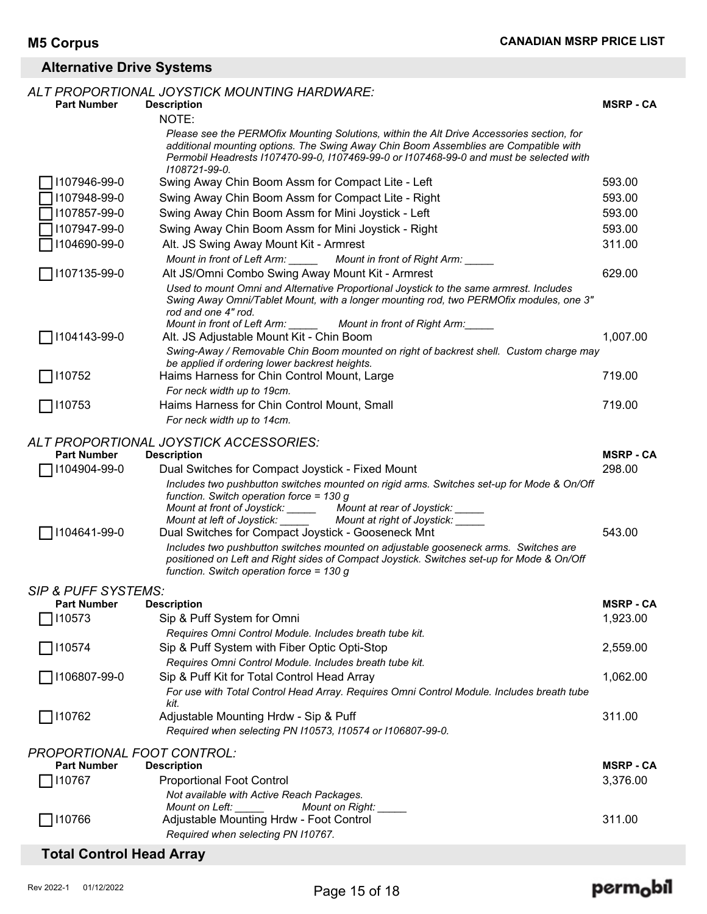## Alternative Drive Systems

### ALT PROPORTIONAL JOYSTICK MOUNTING HARDWARE:

| Part Number | Description | MSRP - CA |
|---|---|---|
| | NOTE:<br>*Please see the PERMOfix Mounting Solutions, within the Alt Drive Accessories section, for additional mounting options. The Swing Away Chin Boom Assemblies are Compatible with Permobil Headrests I107470-99-0, I107469-99-0 or I107468-99-0 and must be selected with I108721-99-0.* | |
| ☐ I107946-99-0 | Swing Away Chin Boom Assm for Compact Lite - Left | 593.00 |
| ☐ I107948-99-0 | Swing Away Chin Boom Assm for Compact Lite - Right | 593.00 |
| ☐ I107857-99-0 | Swing Away Chin Boom Assm for Mini Joystick - Left | 593.00 |
| ☐ I107947-99-0 | Swing Away Chin Boom Assm for Mini Joystick - Right | 593.00 |
| ☐ I104690-99-0 | Alt. JS Swing Away Mount Kit - Armrest<br>*Mount in front of Left Arm: _____ Mount in front of Right Arm: _____* | 311.00 |
| ☐ I107135-99-0 | Alt JS/Omni Combo Swing Away Mount Kit - Armrest<br>*Used to mount Omni and Alternative Proportional Joystick to the same armrest. Includes Swing Away Omni/Tablet Mount, with a longer mounting rod, two PERMOfix modules, one 3" rod and one 4" rod.*<br>*Mount in front of Left Arm: _____ Mount in front of Right Arm:_____* | 629.00 |
| ☐ I104143-99-0 | Alt. JS Adjustable Mount Kit - Chin Boom<br>*Swing-Away / Removable Chin Boom mounted on right of backrest shell. Custom charge may be applied if ordering lower backrest heights.* | 1,007.00 |
| ☐ I10752 | Haims Harness for Chin Control Mount, Large<br>*For neck width up to 19cm.* | 719.00 |
| ☐ I10753 | Haims Harness for Chin Control Mount, Small<br>*For neck width up to 14cm.* | 719.00 |

### ALT PROPORTIONAL JOYSTICK ACCESSORIES:

| Part Number | Description | MSRP - CA |
|---|---|---|
| ☐ I104904-99-0 | Dual Switches for Compact Joystick - Fixed Mount<br>*Includes two pushbutton switches mounted on rigid arms. Switches set-up for Mode & On/Off function. Switch operation force = 130 g*<br>*Mount at front of Joystick: _____ Mount at rear of Joystick: _____*<br>*Mount at left of Joystick: _____ Mount at right of Joystick: _____* | 298.00 |
| ☐ I104641-99-0 | Dual Switches for Compact Joystick - Gooseneck Mnt<br>*Includes two pushbutton switches mounted on adjustable gooseneck arms. Switches are positioned on Left and Right sides of Compact Joystick. Switches set-up for Mode & On/Off function. Switch operation force = 130 g* | 543.00 |

### SIP & PUFF SYSTEMS:

| Part Number | Description | MSRP - CA |
|---|---|---|
| ☐ I10573 | Sip & Puff System for Omni<br>*Requires Omni Control Module. Includes breath tube kit.* | 1,923.00 |
| ☐ I10574 | Sip & Puff System with Fiber Optic Opti-Stop<br>*Requires Omni Control Module. Includes breath tube kit.* | 2,559.00 |
| ☐ I106807-99-0 | Sip & Puff Kit for Total Control Head Array<br>*For use with Total Control Head Array. Requires Omni Control Module. Includes breath tube kit.* | 1,062.00 |
| ☐ I10762 | Adjustable Mounting Hrdw - Sip & Puff<br>*Required when selecting PN I10573, I10574 or I106807-99-0.* | 311.00 |

### PROPORTIONAL FOOT CONTROL:

| Part Number | Description | MSRP - CA |
|---|---|---|
| ☐ I10767 | Proportional Foot Control<br>*Not available with Active Reach Packages.*<br>*Mount on Left: _____ Mount on Right: _____* | 3,376.00 |
| ☐ I10766 | Adjustable Mounting Hrdw - Foot Control<br>*Required when selecting PN I10767.* | 311.00 |

## Total Control Head Array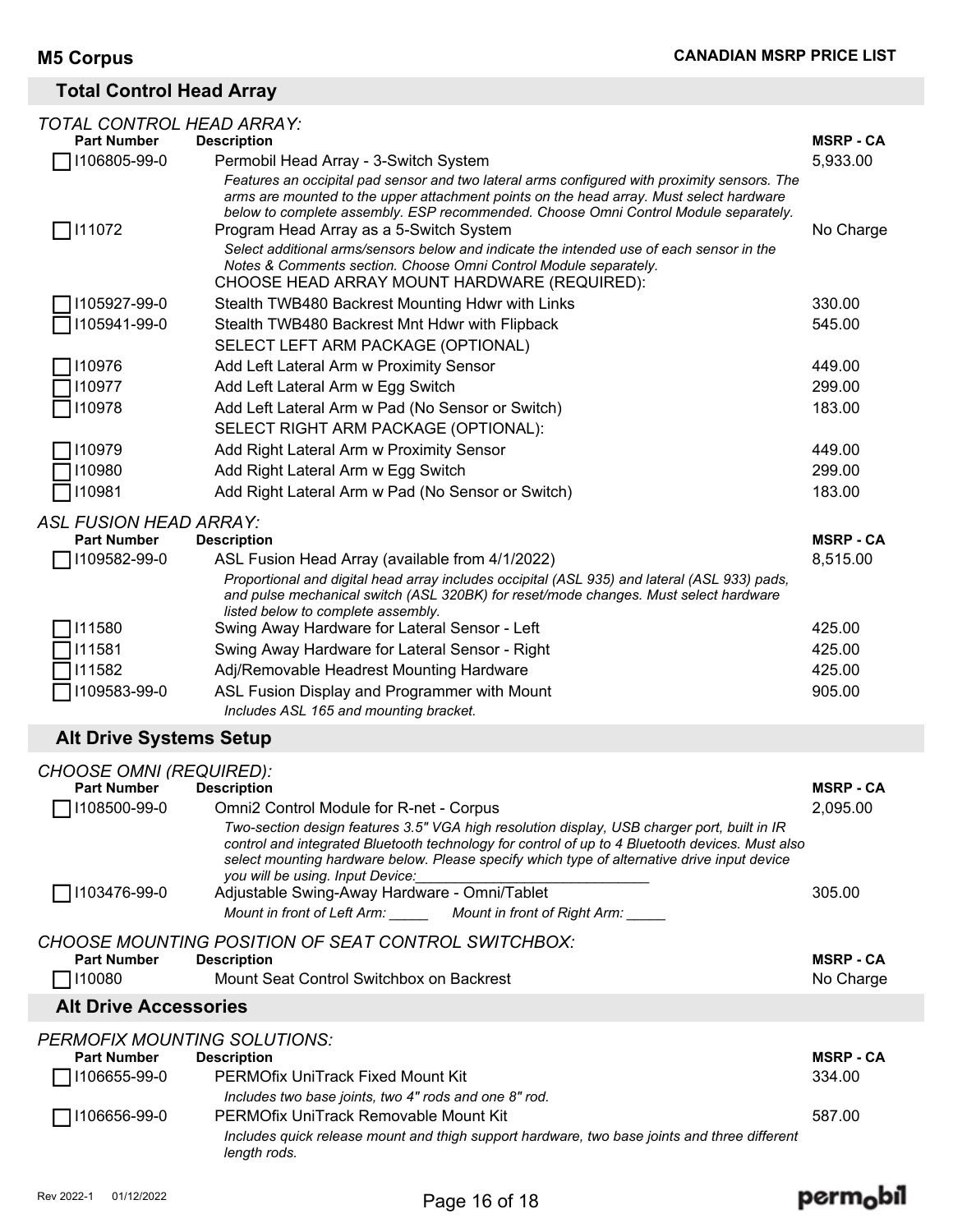## Total Control Head Array

### TOTAL CONTROL HEAD ARRAY:

| Part Number | Description | MSRP - CA |
|---|---|---|
| ☐ I106805-99-0 | Permobil Head Array - 3-Switch System<br>*Features an occipital pad sensor and two lateral arms configured with proximity sensors. The arms are mounted to the upper attachment points on the head array. Must select hardware below to complete assembly. ESP recommended. Choose Omni Control Module separately.* | 5,933.00 |
| ☐ I11072 | Program Head Array as a 5-Switch System<br>*Select additional arms/sensors below and indicate the intended use of each sensor in the Notes & Comments section. Choose Omni Control Module separately.* | No Charge |
| | CHOOSE HEAD ARRAY MOUNT HARDWARE (REQUIRED): | |
| ☐ I105927-99-0 | Stealth TWB480 Backrest Mounting Hdwr with Links | 330.00 |
| ☐ I105941-99-0 | Stealth TWB480 Backrest Mnt Hdwr with Flipback | 545.00 |
| | SELECT LEFT ARM PACKAGE (OPTIONAL) | |
| ☐ I10976 | Add Left Lateral Arm w Proximity Sensor | 449.00 |
| ☐ I10977 | Add Left Lateral Arm w Egg Switch | 299.00 |
| ☐ I10978 | Add Left Lateral Arm w Pad (No Sensor or Switch) | 183.00 |
| | SELECT RIGHT ARM PACKAGE (OPTIONAL): | |
| ☐ I10979 | Add Right Lateral Arm w Proximity Sensor | 449.00 |
| ☐ I10980 | Add Right Lateral Arm w Egg Switch | 299.00 |
| ☐ I10981 | Add Right Lateral Arm w Pad (No Sensor or Switch) | 183.00 |

### ASL FUSION HEAD ARRAY:

| Part Number | Description | MSRP - CA |
|---|---|---|
| ☐ I109582-99-0 | ASL Fusion Head Array (available from 4/1/2022)<br>*Proportional and digital head array includes occipital (ASL 935) and lateral (ASL 933) pads, and pulse mechanical switch (ASL 320BK) for reset/mode changes. Must select hardware listed below to complete assembly.* | 8,515.00 |
| ☐ I11580 | Swing Away Hardware for Lateral Sensor - Left | 425.00 |
| ☐ I11581 | Swing Away Hardware for Lateral Sensor - Right | 425.00 |
| ☐ I11582 | Adj/Removable Headrest Mounting Hardware | 425.00 |
| ☐ I109583-99-0 | ASL Fusion Display and Programmer with Mount<br>*Includes ASL 165 and mounting bracket.* | 905.00 |

## Alt Drive Systems Setup

### CHOOSE OMNI (REQUIRED):

| Part Number | Description | MSRP - CA |
|---|---|---|
| ☐ I108500-99-0 | Omni2 Control Module for R-net - Corpus<br>*Two-section design features 3.5" VGA high resolution display, USB charger port, built in IR control and integrated Bluetooth technology for control of up to 4 Bluetooth devices. Must also select mounting hardware below. Please specify which type of alternative drive input device you will be using. Input Device:______________________________* | 2,095.00 |
| ☐ I103476-99-0 | Adjustable Swing-Away Hardware - Omni/Tablet<br>*Mount in front of Left Arm: _____ Mount in front of Right Arm: _____* | 305.00 |

### CHOOSE MOUNTING POSITION OF SEAT CONTROL SWITCHBOX:

| Part Number | Description | MSRP - CA |
|---|---|---|
| ☐ I10080 | Mount Seat Control Switchbox on Backrest | No Charge |

## Alt Drive Accessories

### PERMOFIX MOUNTING SOLUTIONS:

| Part Number | Description | MSRP - CA |
|---|---|---|
| ☐ I106655-99-0 | PERMOfix UniTrack Fixed Mount Kit<br>*Includes two base joints, two 4" rods and one 8" rod.* | 334.00 |
| ☐ I106656-99-0 | PERMOfix UniTrack Removable Mount Kit<br>*Includes quick release mount and thigh support hardware, two base joints and three different length rods.* | 587.00 |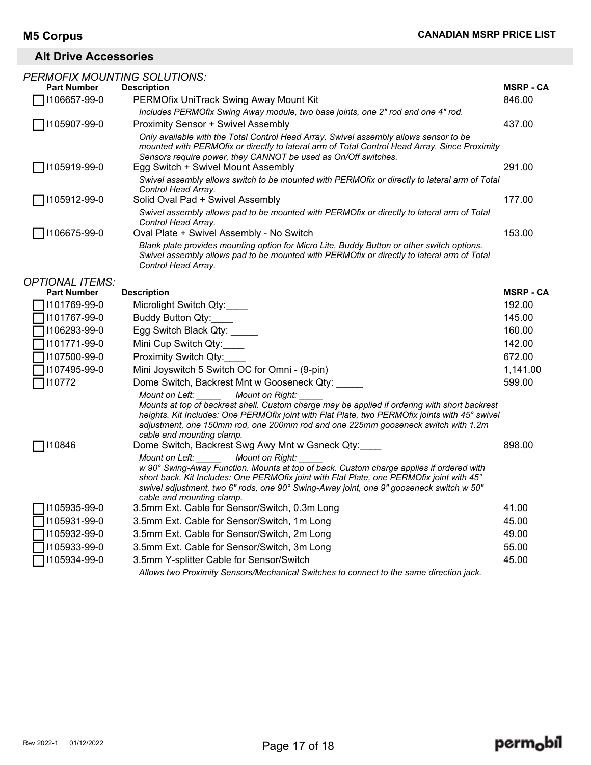## Alt Drive Accessories

*PERMOFIX MOUNTING SOLUTIONS:*

| Part Number | Description | MSRP - CA |
|---|---|---|
| ☐ I106657-99-0 | PERMOfix UniTrack Swing Away Mount Kit<br>*Includes PERMOfix Swing Away module, two base joints, one 2" rod and one 4" rod.* | 846.00 |
| ☐ I105907-99-0 | Proximity Sensor + Swivel Assembly<br>*Only available with the Total Control Head Array. Swivel assembly allows sensor to be mounted with PERMOfix or directly to lateral arm of Total Control Head Array. Since Proximity Sensors require power, they CANNOT be used as On/Off switches.* | 437.00 |
| ☐ I105919-99-0 | Egg Switch + Swivel Mount Assembly<br>*Swivel assembly allows switch to be mounted with PERMOfix or directly to lateral arm of Total Control Head Array.* | 291.00 |
| ☐ I105912-99-0 | Solid Oval Pad + Swivel Assembly<br>*Swivel assembly allows pad to be mounted with PERMOfix or directly to lateral arm of Total Control Head Array.* | 177.00 |
| ☐ I106675-99-0 | Oval Plate + Swivel Assembly - No Switch<br>*Blank plate provides mounting option for Micro Lite, Buddy Button or other switch options. Swivel assembly allows pad to be mounted with PERMOfix or directly to lateral arm of Total Control Head Array.* | 153.00 |

*OPTIONAL ITEMS:*

| Part Number | Description | MSRP - CA |
|---|---|---|
| ☐ I101769-99-0 | Microlight Switch Qty:____ | 192.00 |
| ☐ I101767-99-0 | Buddy Button Qty:____ | 145.00 |
| ☐ I106293-99-0 | Egg Switch Black Qty: _____ | 160.00 |
| ☐ I101771-99-0 | Mini Cup Switch Qty:____ | 142.00 |
| ☐ I107500-99-0 | Proximity Switch Qty:____ | 672.00 |
| ☐ I107495-99-0 | Mini Joyswitch 5 Switch OC for Omni - (9-pin) | 1,141.00 |
| ☐ I10772 | Dome Switch, Backrest Mnt w Gooseneck Qty: _____<br>*Mount on Left: _____ Mount on Right: _____*<br>*Mounts at top of backrest shell. Custom charge may be applied if ordering with short backrest heights. Kit Includes: One PERMOfix joint with Flat Plate, two PERMOfix joints with 45° swivel adjustment, one 150mm rod, one 200mm rod and one 225mm gooseneck switch with 1.2m cable and mounting clamp.* | 599.00 |
| ☐ I10846 | Dome Switch, Backrest Swg Awy Mnt w Gsneck Qty:____<br>*Mount on Left: _____ Mount on Right: _____*<br>*w 90° Swing-Away Function. Mounts at top of back. Custom charge applies if ordered with short back. Kit Includes: One PERMOfix joint with Flat Plate, one PERMOfix joint with 45° swivel adjustment, two 6" rods, one 90° Swing-Away joint, one 9" gooseneck switch w 50" cable and mounting clamp.* | 898.00 |
| ☐ I105935-99-0 | 3.5mm Ext. Cable for Sensor/Switch, 0.3m Long | 41.00 |
| ☐ I105931-99-0 | 3.5mm Ext. Cable for Sensor/Switch, 1m Long | 45.00 |
| ☐ I105932-99-0 | 3.5mm Ext. Cable for Sensor/Switch, 2m Long | 49.00 |
| ☐ I105933-99-0 | 3.5mm Ext. Cable for Sensor/Switch, 3m Long | 55.00 |
| ☐ I105934-99-0 | 3.5mm Y-splitter Cable for Sensor/Switch<br>*Allows two Proximity Sensors/Mechanical Switches to connect to the same direction jack.* | 45.00 |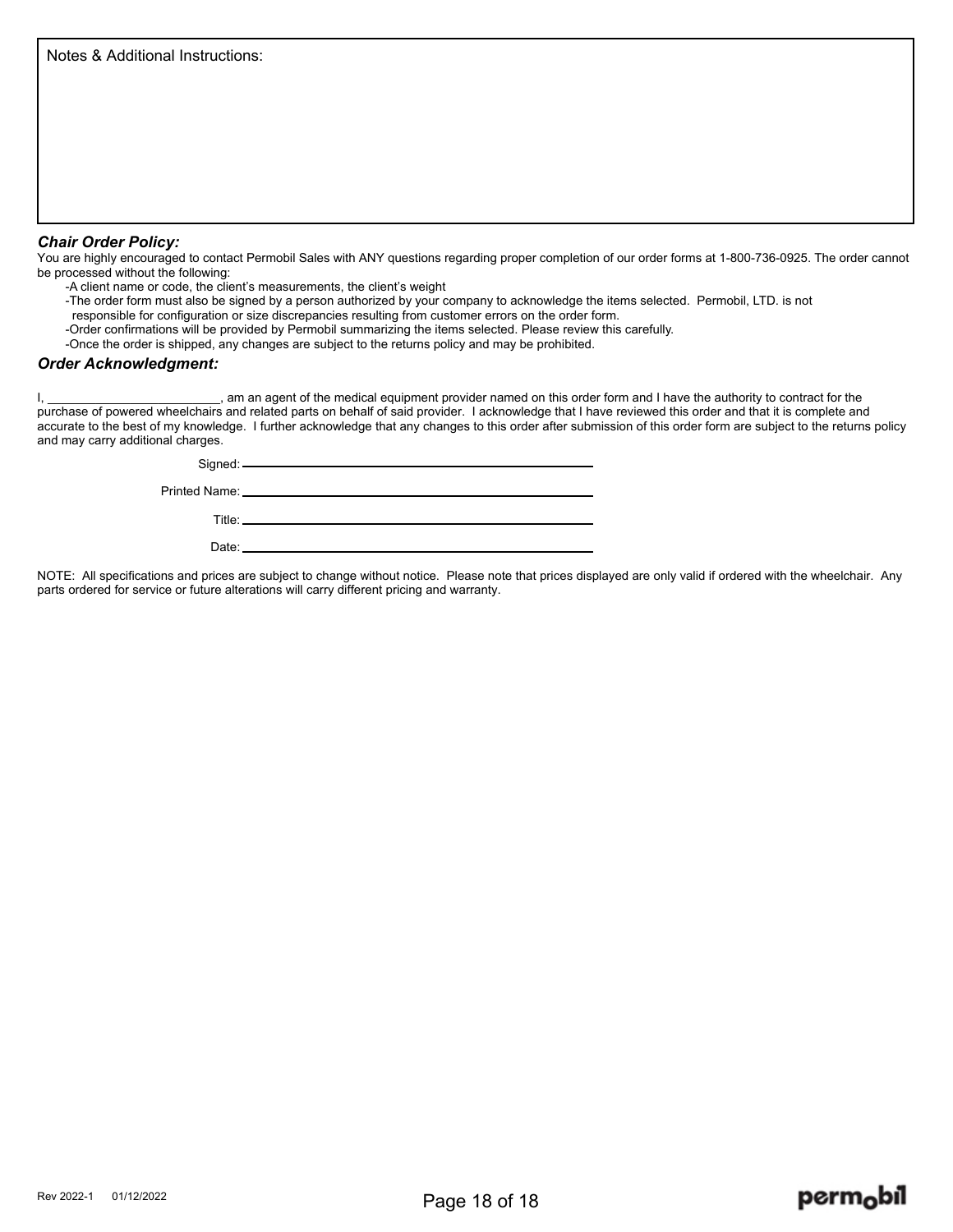Notes & Additional Instructions:

### *Chair Order Policy:*

You are highly encouraged to contact Permobil Sales with ANY questions regarding proper completion of our order forms at 1-800-736-0925. The order cannot be processed without the following:

- -A client name or code, the client's measurements, the client's weight
- -The order form must also be signed by a person authorized by your company to acknowledge the items selected. Permobil, LTD. is not responsible for configuration or size discrepancies resulting from customer errors on the order form.
- -Order confirmations will be provided by Permobil summarizing the items selected. Please review this carefully.
- -Once the order is shipped, any changes are subject to the returns policy and may be prohibited.

### *Order Acknowledgment:*

I, _________________________, am an agent of the medical equipment provider named on this order form and I have the authority to contract for the purchase of powered wheelchairs and related parts on behalf of said provider. I acknowledge that I have reviewed this order and that it is complete and accurate to the best of my knowledge. I further acknowledge that any changes to this order after submission of this order form are subject to the returns policy and may carry additional charges.

Signed: ______________________________

Printed Name: ______________________________

Title: ______________________________

Date: ______________________________

NOTE: All specifications and prices are subject to change without notice. Please note that prices displayed are only valid if ordered with the wheelchair. Any parts ordered for service or future alterations will carry different pricing and warranty.

Rev 2022-1 01/12/2022